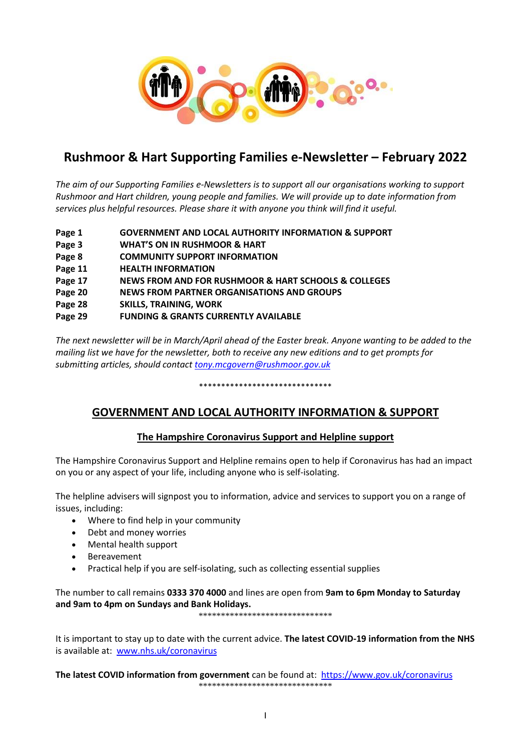# Rushmoor & Hart Supporting Families e-Newsletter – February 2022

*The aim of our Supporting Families e-Newsletters is to support all our organisations working to support Rushmoor and Hart children, young people and families. We will provide up to date information from services plus helpful resources. Please share it with anyone you think will find it useful.*

| | |
|---|---|
| **Page 1** | **GOVERNMENT AND LOCAL AUTHORITY INFORMATION & SUPPORT** |
| **Page 3** | **WHAT'S ON IN RUSHMOOR & HART** |
| **Page 8** | **COMMUNITY SUPPORT INFORMATION** |
| **Page 11** | **HEALTH INFORMATION** |
| **Page 17** | **NEWS FROM AND FOR RUSHMOOR & HART SCHOOLS & COLLEGES** |
| **Page 20** | **NEWS FROM PARTNER ORGANISATIONS AND GROUPS** |
| **Page 28** | **SKILLS, TRAINING, WORK** |
| **Page 29** | **FUNDING & GRANTS CURRENTLY AVAILABLE** |

*The next newsletter will be in March/April ahead of the Easter break. Anyone wanting to be added to the mailing list we have for the newsletter, both to receive any new editions and to get prompts for submitting articles, should contact [tony.mcgovern@rushmoor.gov.uk](mailto:tony.mcgovern@rushmoor.gov.uk)*

******************************

## GOVERNMENT AND LOCAL AUTHORITY INFORMATION & SUPPORT

### The Hampshire Coronavirus Support and Helpline support

The Hampshire Coronavirus Support and Helpline remains open to help if Coronavirus has had an impact on you or any aspect of your life, including anyone who is self-isolating.

The helpline advisers will signpost you to information, advice and services to support you on a range of issues, including:

- Where to find help in your community
- Debt and money worries
- Mental health support
- Bereavement
- Practical help if you are self-isolating, such as collecting essential supplies

The number to call remains **0333 370 4000** and lines are open from **9am to 6pm Monday to Saturday and 9am to 4pm on Sundays and Bank Holidays.**

******************************

It is important to stay up to date with the current advice. **The latest COVID-19 information from the NHS** is available at: [www.nhs.uk/coronavirus](http://www.nhs.uk/coronavirus)

**The latest COVID information from government** can be found at: [https://www.gov.uk/coronavirus](https://www.gov.uk/coronavirus)

******************************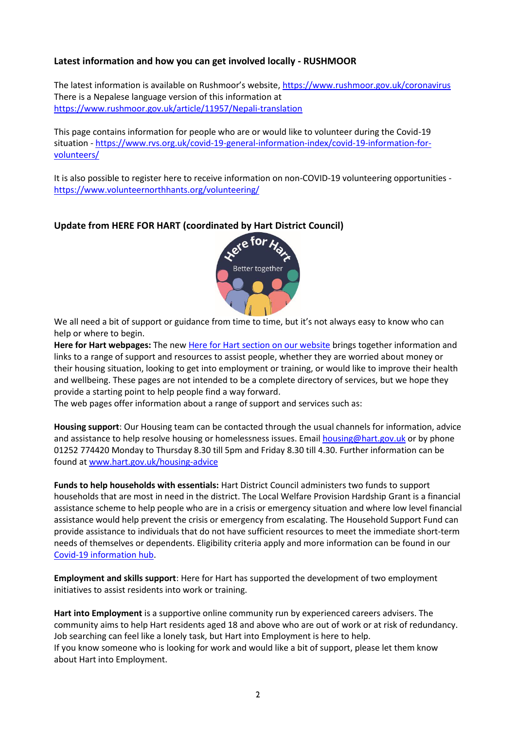### Latest information and how you can get involved locally - RUSHMOOR

The latest information is available on Rushmoor's website, [https://www.rushmoor.gov.uk/coronavirus](https://www.rushmoor.gov.uk/coronavirus)
There is a Nepalese language version of this information at [https://www.rushmoor.gov.uk/article/11957/Nepali-translation](https://www.rushmoor.gov.uk/article/11957/Nepali-translation)

This page contains information for people who are or would like to volunteer during the Covid-19 situation - [https://www.rvs.org.uk/covid-19-general-information-index/covid-19-information-for-volunteers/](https://www.rvs.org.uk/covid-19-general-information-index/covid-19-information-for-volunteers/)

It is also possible to register here to receive information on non-COVID-19 volunteering opportunities - [https://www.volunteernorthhants.org/volunteering/](https://www.volunteernorthhants.org/volunteering/)

### Update from HERE FOR HART (coordinated by Hart District Council)

We all need a bit of support or guidance from time to time, but it's not always easy to know who can help or where to begin.

**Here for Hart webpages:** The new Here for Hart section on our website brings together information and links to a range of support and resources to assist people, whether they are worried about money or their housing situation, looking to get into employment or training, or would like to improve their health and wellbeing. These pages are not intended to be a complete directory of services, but we hope they provide a starting point to help people find a way forward.

The web pages offer information about a range of support and services such as:

**Housing support**: Our Housing team can be contacted through the usual channels for information, advice and assistance to help resolve housing or homelessness issues. Email housing@hart.gov.uk or by phone 01252 774420 Monday to Thursday 8.30 till 5pm and Friday 8.30 till 4.30. Further information can be found at [www.hart.gov.uk/housing-advice](http://www.hart.gov.uk/housing-advice)

**Funds to help households with essentials:** Hart District Council administers two funds to support households that are most in need in the district. The Local Welfare Provision Hardship Grant is a financial assistance scheme to help people who are in a crisis or emergency situation and where low level financial assistance would help prevent the crisis or emergency from escalating. The Household Support Fund can provide assistance to individuals that do not have sufficient resources to meet the immediate short-term needs of themselves or dependents. Eligibility criteria apply and more information can be found in our Covid-19 information hub.

**Employment and skills support**: Here for Hart has supported the development of two employment initiatives to assist residents into work or training.

**Hart into Employment** is a supportive online community run by experienced careers advisers. The community aims to help Hart residents aged 18 and above who are out of work or at risk of redundancy. Job searching can feel like a lonely task, but Hart into Employment is here to help.
If you know someone who is looking for work and would like a bit of support, please let them know about Hart into Employment.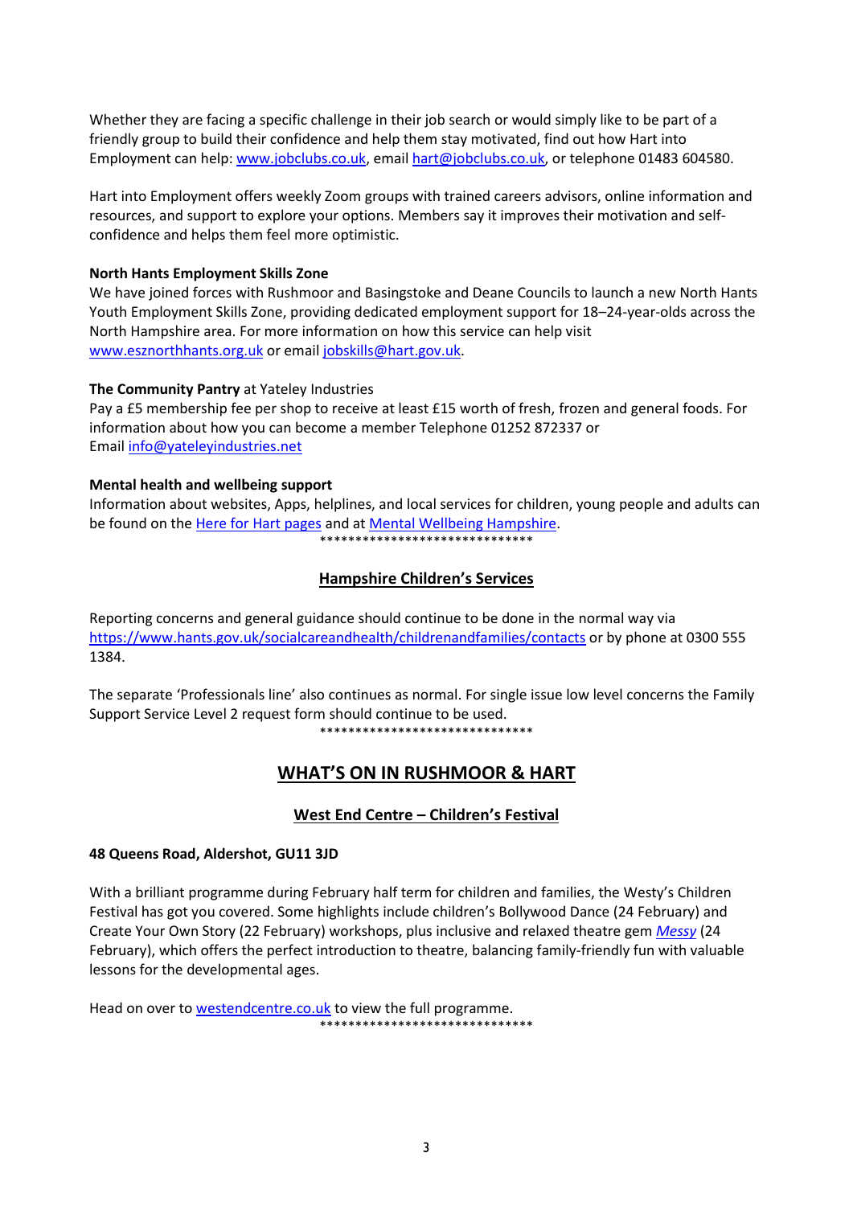Whether they are facing a specific challenge in their job search or would simply like to be part of a friendly group to build their confidence and help them stay motivated, find out how Hart into Employment can help: [www.jobclubs.co.uk](http://www.jobclubs.co.uk), email [hart@jobclubs.co.uk](mailto:hart@jobclubs.co.uk), or telephone 01483 604580.

Hart into Employment offers weekly Zoom groups with trained careers advisors, online information and resources, and support to explore your options. Members say it improves their motivation and self-confidence and helps them feel more optimistic.

**North Hants Employment Skills Zone**
We have joined forces with Rushmoor and Basingstoke and Deane Councils to launch a new North Hants Youth Employment Skills Zone, providing dedicated employment support for 18–24-year-olds across the North Hampshire area. For more information on how this service can help visit [www.esznorthhants.org.uk](http://www.esznorthhants.org.uk) or email [jobskills@hart.gov.uk](mailto:jobskills@hart.gov.uk).

**The Community Pantry** at Yateley Industries
Pay a £5 membership fee per shop to receive at least £15 worth of fresh, frozen and general foods. For information about how you can become a member Telephone 01252 872337 or
Email [info@yateleyindustries.net](mailto:info@yateleyindustries.net)

**Mental health and wellbeing support**
Information about websites, Apps, helplines, and local services for children, young people and adults can be found on the Here for Hart pages and at Mental Wellbeing Hampshire.

******************************

## Hampshire Children's Services

Reporting concerns and general guidance should continue to be done in the normal way via [https://www.hants.gov.uk/socialcareandhealth/childrenandfamilies/contacts](https://www.hants.gov.uk/socialcareandhealth/childrenandfamilies/contacts) or by phone at 0300 555 1384.

The separate 'Professionals line' also continues as normal. For single issue low level concerns the Family Support Service Level 2 request form should continue to be used.

******************************

# WHAT'S ON IN RUSHMOOR & HART

## West End Centre – Children's Festival

**48 Queens Road, Aldershot, GU11 3JD**

With a brilliant programme during February half term for children and families, the Westy's Children Festival has got you covered. Some highlights include children's Bollywood Dance (24 February) and Create Your Own Story (22 February) workshops, plus inclusive and relaxed theatre gem *Messy* (24 February), which offers the perfect introduction to theatre, balancing family-friendly fun with valuable lessons for the developmental ages.

Head on over to [westendcentre.co.uk](http://westendcentre.co.uk) to view the full programme.

******************************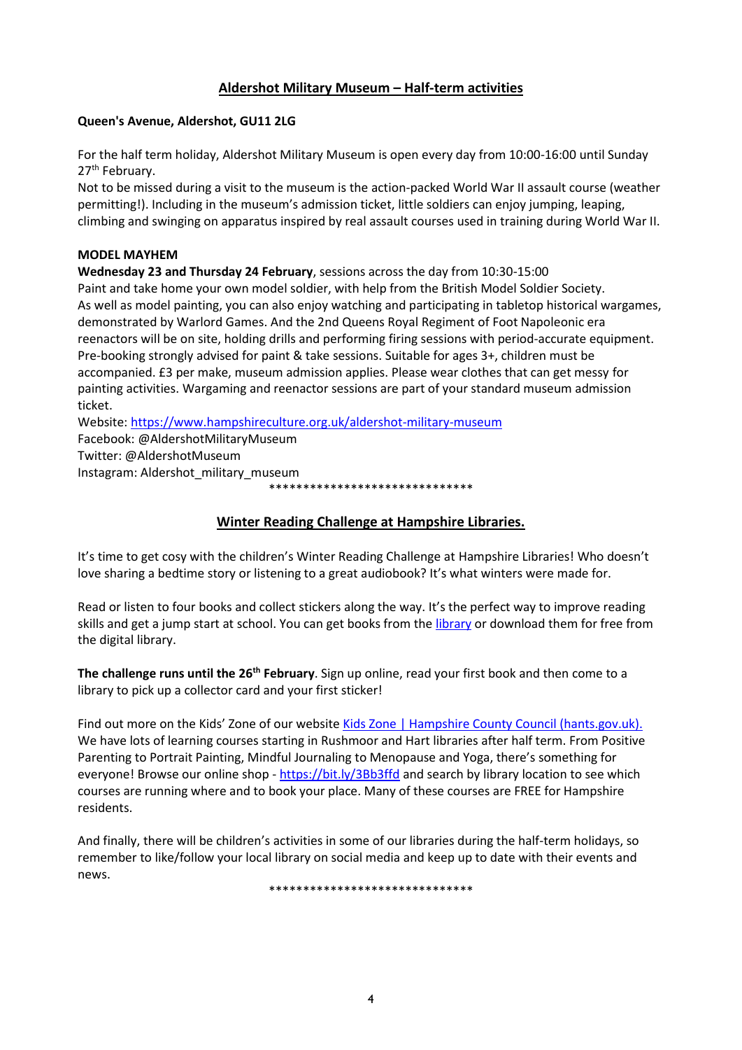## Aldershot Military Museum – Half-term activities

**Queen's Avenue, Aldershot, GU11 2LG**

For the half term holiday, Aldershot Military Museum is open every day from 10:00-16:00 until Sunday 27th February.
Not to be missed during a visit to the museum is the action-packed World War II assault course (weather permitting!). Including in the museum's admission ticket, little soldiers can enjoy jumping, leaping, climbing and swinging on apparatus inspired by real assault courses used in training during World War II.

**MODEL MAYHEM**
**Wednesday 23 and Thursday 24 February**, sessions across the day from 10:30-15:00
Paint and take home your own model soldier, with help from the British Model Soldier Society.
As well as model painting, you can also enjoy watching and participating in tabletop historical wargames, demonstrated by Warlord Games. And the 2nd Queens Royal Regiment of Foot Napoleonic era reenactors will be on site, holding drills and performing firing sessions with period-accurate equipment.
Pre-booking strongly advised for paint & take sessions. Suitable for ages 3+, children must be accompanied. £3 per make, museum admission applies. Please wear clothes that can get messy for painting activities. Wargaming and reenactor sessions are part of your standard museum admission ticket.
Website: https://www.hampshireculture.org.uk/aldershot-military-museum
Facebook: @AldershotMilitaryMuseum
Twitter: @AldershotMuseum
Instagram: Aldershot_military_museum

******************************

## Winter Reading Challenge at Hampshire Libraries.

It's time to get cosy with the children's Winter Reading Challenge at Hampshire Libraries! Who doesn't love sharing a bedtime story or listening to a great audiobook? It's what winters were made for.

Read or listen to four books and collect stickers along the way. It's the perfect way to improve reading skills and get a jump start at school. You can get books from the library or download them for free from the digital library.

**The challenge runs until the 26th February**. Sign up online, read your first book and then come to a library to pick up a collector card and your first sticker!

Find out more on the Kids' Zone of our website Kids Zone | Hampshire County Council (hants.gov.uk).
We have lots of learning courses starting in Rushmoor and Hart libraries after half term. From Positive Parenting to Portrait Painting, Mindful Journaling to Menopause and Yoga, there's something for everyone! Browse our online shop - https://bit.ly/3Bb3ffd and search by library location to see which courses are running where and to book your place. Many of these courses are FREE for Hampshire residents.

And finally, there will be children's activities in some of our libraries during the half-term holidays, so remember to like/follow your local library on social media and keep up to date with their events and news.

******************************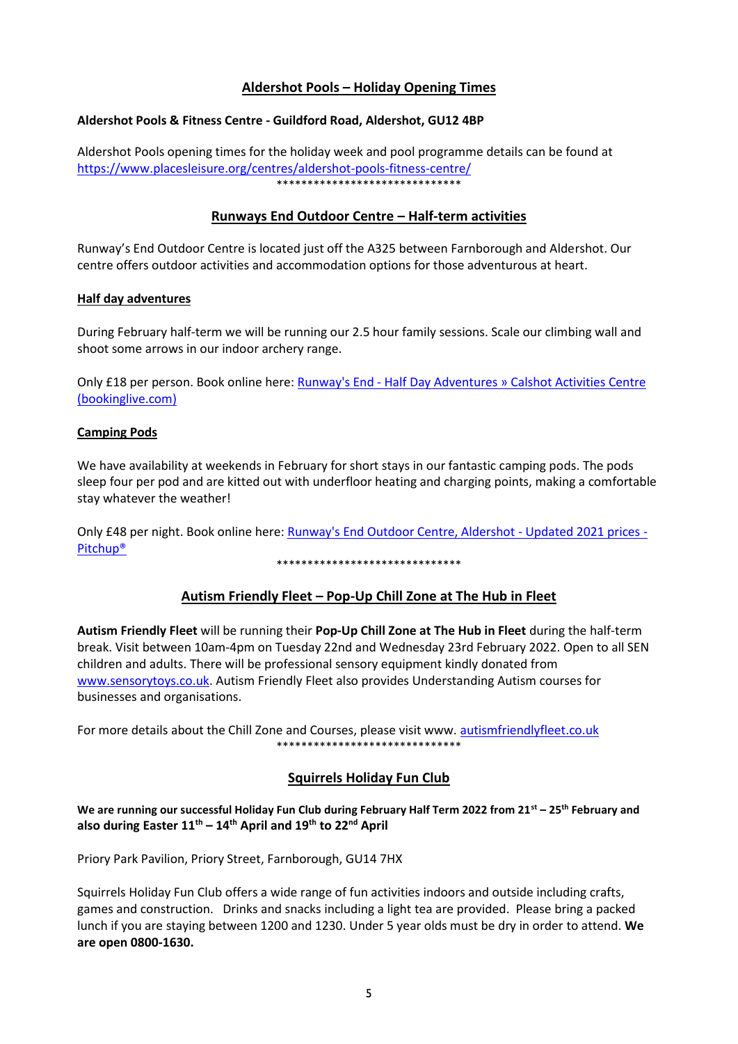## Aldershot Pools – Holiday Opening Times

**Aldershot Pools & Fitness Centre - Guildford Road, Aldershot, GU12 4BP**

Aldershot Pools opening times for the holiday week and pool programme details can be found at [https://www.placesleisure.org/centres/aldershot-pools-fitness-centre/](https://www.placesleisure.org/centres/aldershot-pools-fitness-centre/)

******************************

## Runways End Outdoor Centre – Half-term activities

Runway's End Outdoor Centre is located just off the A325 between Farnborough and Aldershot. Our centre offers outdoor activities and accommodation options for those adventurous at heart.

### Half day adventures

During February half-term we will be running our 2.5 hour family sessions. Scale our climbing wall and shoot some arrows in our indoor archery range.

Only £18 per person. Book online here: Runway's End - Half Day Adventures » Calshot Activities Centre (bookinglive.com)

### Camping Pods

We have availability at weekends in February for short stays in our fantastic camping pods. The pods sleep four per pod and are kitted out with underfloor heating and charging points, making a comfortable stay whatever the weather!

Only £48 per night. Book online here: Runway's End Outdoor Centre, Aldershot - Updated 2021 prices - Pitchup®

******************************

## Autism Friendly Fleet – Pop-Up Chill Zone at The Hub in Fleet

**Autism Friendly Fleet** will be running their **Pop-Up Chill Zone at The Hub in Fleet** during the half-term break. Visit between 10am-4pm on Tuesday 22nd and Wednesday 23rd February 2022. Open to all SEN children and adults. There will be professional sensory equipment kindly donated from www.sensorytoys.co.uk. Autism Friendly Fleet also provides Understanding Autism courses for businesses and organisations.

For more details about the Chill Zone and Courses, please visit www. autismfriendlyfleet.co.uk

******************************

## Squirrels Holiday Fun Club

**We are running our successful Holiday Fun Club during February Half Term 2022 from 21st – 25th February and also during Easter 11th – 14th April and 19th to 22nd April**

Priory Park Pavilion, Priory Street, Farnborough, GU14 7HX

Squirrels Holiday Fun Club offers a wide range of fun activities indoors and outside including crafts, games and construction. Drinks and snacks including a light tea are provided. Please bring a packed lunch if you are staying between 1200 and 1230. Under 5 year olds must be dry in order to attend. **We are open 0800-1630.**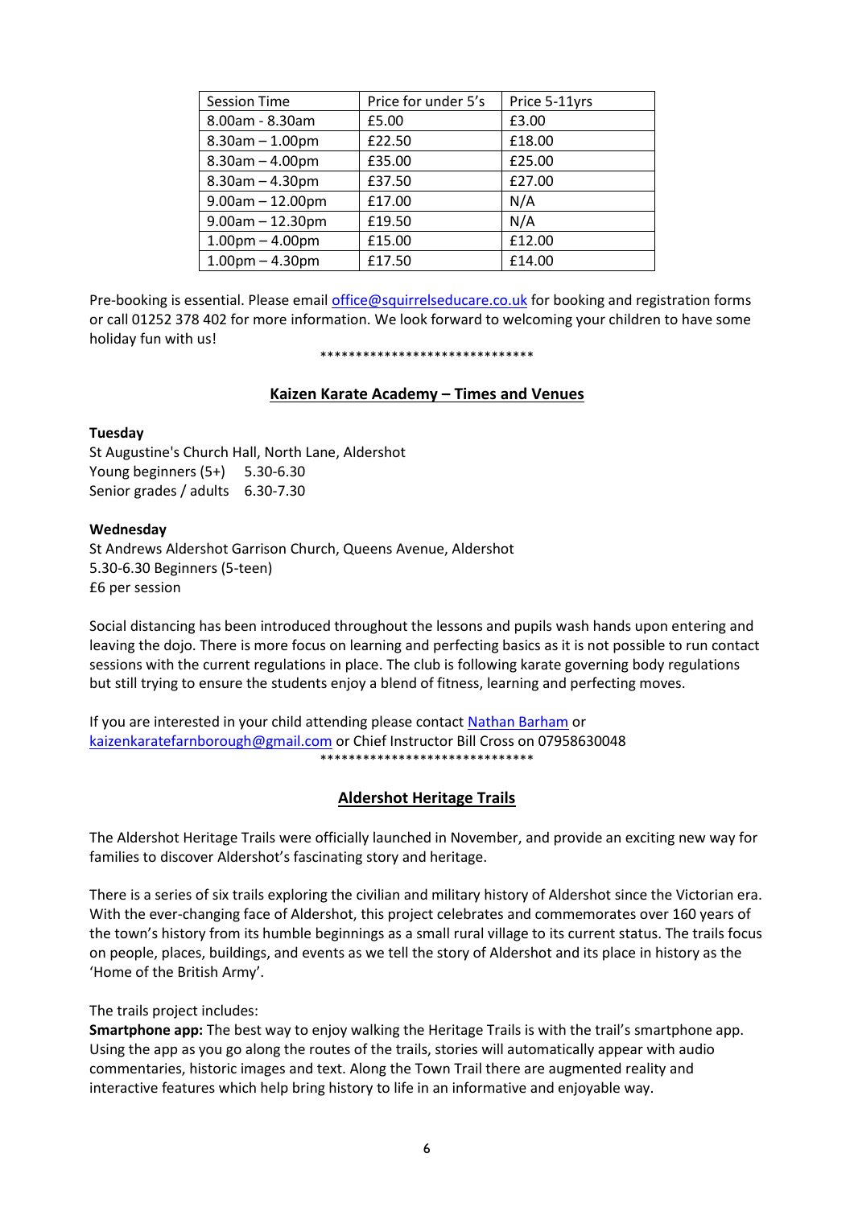| Session Time | Price for under 5's | Price 5-11yrs |
| --- | --- | --- |
| 8.00am - 8.30am | £5.00 | £3.00 |
| 8.30am – 1.00pm | £22.50 | £18.00 |
| 8.30am – 4.00pm | £35.00 | £25.00 |
| 8.30am – 4.30pm | £37.50 | £27.00 |
| 9.00am – 12.00pm | £17.00 | N/A |
| 9.00am – 12.30pm | £19.50 | N/A |
| 1.00pm – 4.00pm | £15.00 | £12.00 |
| 1.00pm – 4.30pm | £17.50 | £14.00 |

Pre-booking is essential. Please email office@squirrelseducare.co.uk for booking and registration forms or call 01252 378 402 for more information. We look forward to welcoming your children to have some holiday fun with us!

******************************

## Kaizen Karate Academy – Times and Venues

**Tuesday**
St Augustine's Church Hall, North Lane, Aldershot
Young beginners (5+) 5.30-6.30
Senior grades / adults 6.30-7.30

**Wednesday**
St Andrews Aldershot Garrison Church, Queens Avenue, Aldershot
5.30-6.30 Beginners (5-teen)
£6 per session

Social distancing has been introduced throughout the lessons and pupils wash hands upon entering and leaving the dojo. There is more focus on learning and perfecting basics as it is not possible to run contact sessions with the current regulations in place. The club is following karate governing body regulations but still trying to ensure the students enjoy a blend of fitness, learning and perfecting moves.

If you are interested in your child attending please contact Nathan Barham or kaizenkaratefarnborough@gmail.com or Chief Instructor Bill Cross on 07958630048

******************************

## Aldershot Heritage Trails

The Aldershot Heritage Trails were officially launched in November, and provide an exciting new way for families to discover Aldershot's fascinating story and heritage.

There is a series of six trails exploring the civilian and military history of Aldershot since the Victorian era. With the ever-changing face of Aldershot, this project celebrates and commemorates over 160 years of the town's history from its humble beginnings as a small rural village to its current status. The trails focus on people, places, buildings, and events as we tell the story of Aldershot and its place in history as the 'Home of the British Army'.

The trails project includes:
**Smartphone app:** The best way to enjoy walking the Heritage Trails is with the trail's smartphone app. Using the app as you go along the routes of the trails, stories will automatically appear with audio commentaries, historic images and text. Along the Town Trail there are augmented reality and interactive features which help bring history to life in an informative and enjoyable way.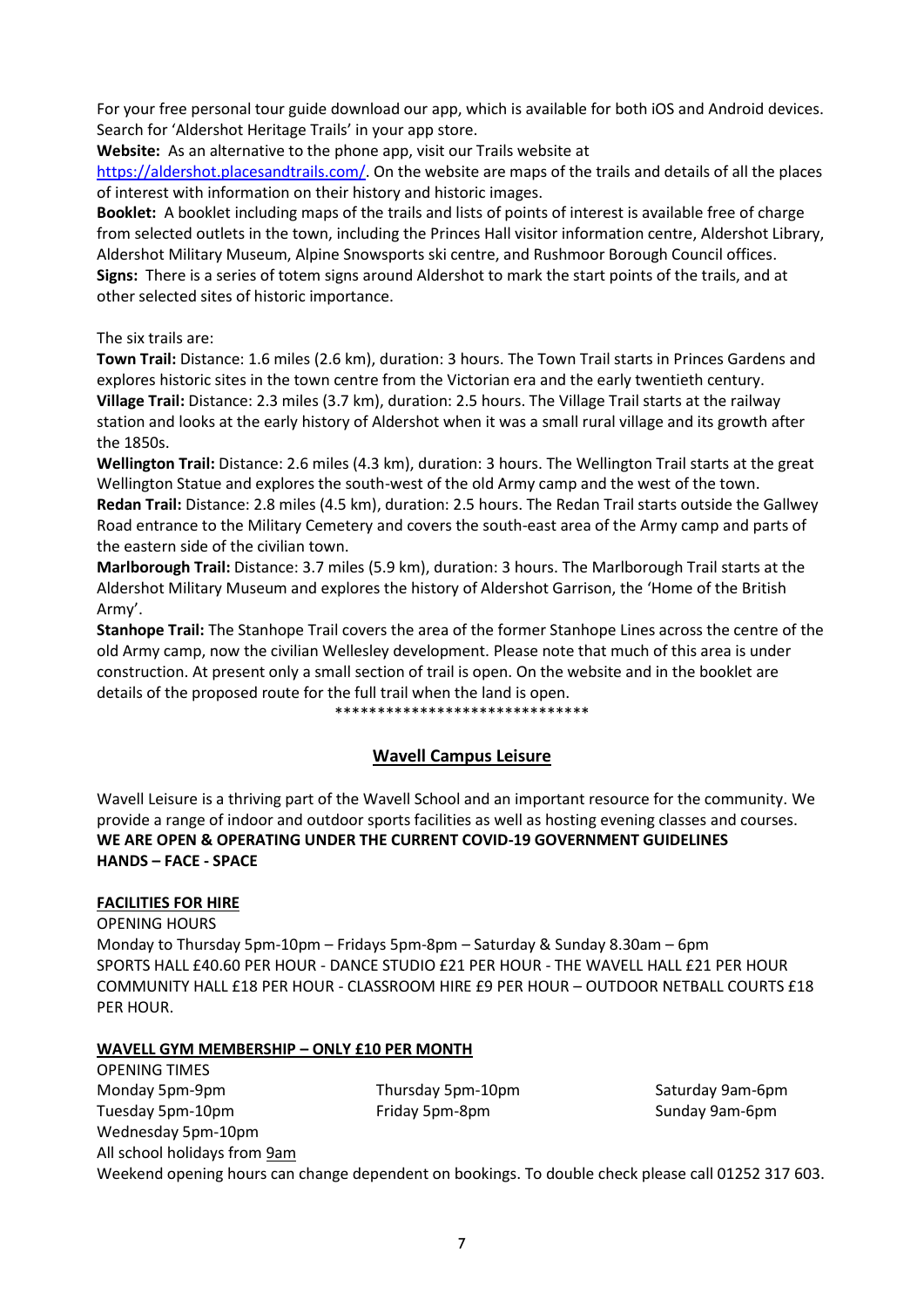For your free personal tour guide download our app, which is available for both iOS and Android devices. Search for 'Aldershot Heritage Trails' in your app store.

**Website:** As an alternative to the phone app, visit our Trails website at https://aldershot.placesandtrails.com/. On the website are maps of the trails and details of all the places of interest with information on their history and historic images.

**Booklet:** A booklet including maps of the trails and lists of points of interest is available free of charge from selected outlets in the town, including the Princes Hall visitor information centre, Aldershot Library, Aldershot Military Museum, Alpine Snowsports ski centre, and Rushmoor Borough Council offices.

**Signs:** There is a series of totem signs around Aldershot to mark the start points of the trails, and at other selected sites of historic importance.

The six trails are:

**Town Trail:** Distance: 1.6 miles (2.6 km), duration: 3 hours. The Town Trail starts in Princes Gardens and explores historic sites in the town centre from the Victorian era and the early twentieth century.

**Village Trail:** Distance: 2.3 miles (3.7 km), duration: 2.5 hours. The Village Trail starts at the railway station and looks at the early history of Aldershot when it was a small rural village and its growth after the 1850s.

**Wellington Trail:** Distance: 2.6 miles (4.3 km), duration: 3 hours. The Wellington Trail starts at the great Wellington Statue and explores the south-west of the old Army camp and the west of the town.

**Redan Trail:** Distance: 2.8 miles (4.5 km), duration: 2.5 hours. The Redan Trail starts outside the Gallwey Road entrance to the Military Cemetery and covers the south-east area of the Army camp and parts of the eastern side of the civilian town.

**Marlborough Trail:** Distance: 3.7 miles (5.9 km), duration: 3 hours. The Marlborough Trail starts at the Aldershot Military Museum and explores the history of Aldershot Garrison, the 'Home of the British Army'.

**Stanhope Trail:** The Stanhope Trail covers the area of the former Stanhope Lines across the centre of the old Army camp, now the civilian Wellesley development. Please note that much of this area is under construction. At present only a small section of trail is open. On the website and in the booklet are details of the proposed route for the full trail when the land is open.

******************************

## Wavell Campus Leisure

Wavell Leisure is a thriving part of the Wavell School and an important resource for the community. We provide a range of indoor and outdoor sports facilities as well as hosting evening classes and courses.

**WE ARE OPEN & OPERATING UNDER THE CURRENT COVID-19 GOVERNMENT GUIDELINES**
**HANDS – FACE - SPACE**

### FACILITIES FOR HIRE

OPENING HOURS

Monday to Thursday 5pm-10pm – Fridays 5pm-8pm – Saturday & Sunday 8.30am – 6pm

SPORTS HALL £40.60 PER HOUR - DANCE STUDIO £21 PER HOUR - THE WAVELL HALL £21 PER HOUR COMMUNITY HALL £18 PER HOUR - CLASSROOM HIRE £9 PER HOUR – OUTDOOR NETBALL COURTS £18 PER HOUR.

### WAVELL GYM MEMBERSHIP – ONLY £10 PER MONTH

OPENING TIMES

Monday 5pm-9pm
Tuesday 5pm-10pm
Wednesday 5pm-10pm
Thursday 5pm-10pm
Friday 5pm-8pm
Saturday 9am-6pm
Sunday 9am-6pm

All school holidays from 9am

Weekend opening hours can change dependent on bookings. To double check please call 01252 317 603.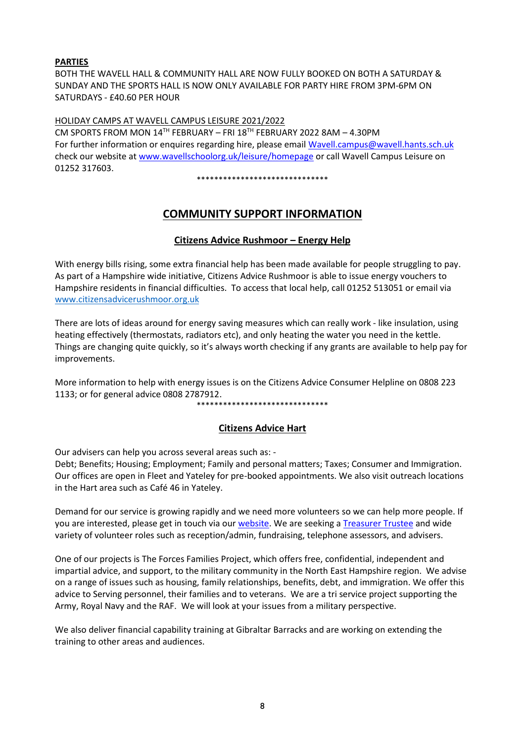**PARTIES**

BOTH THE WAVELL HALL & COMMUNITY HALL ARE NOW FULLY BOOKED ON BOTH A SATURDAY & SUNDAY AND THE SPORTS HALL IS NOW ONLY AVAILABLE FOR PARTY HIRE FROM 3PM-6PM ON SATURDAYS - £40.60 PER HOUR

HOLIDAY CAMPS AT WAVELL CAMPUS LEISURE 2021/2022

CM SPORTS FROM MON 14TH FEBRUARY – FRI 18TH FEBRUARY 2022 8AM – 4.30PM
For further information or enquires regarding hire, please email [Wavell.campus@wavell.hants.sch.uk](mailto:Wavell.campus@wavell.hants.sch.uk) check our website at [www.wavellschoolorg.uk/leisure/homepage](http://www.wavellschoolorg.uk/leisure/homepage) or call Wavell Campus Leisure on 01252 317603.

******************************

## COMMUNITY SUPPORT INFORMATION

### Citizens Advice Rushmoor – Energy Help

With energy bills rising, some extra financial help has been made available for people struggling to pay. As part of a Hampshire wide initiative, Citizens Advice Rushmoor is able to issue energy vouchers to Hampshire residents in financial difficulties. To access that local help, call 01252 513051 or email via [www.citizensadvicerushmoor.org.uk](http://www.citizensadvicerushmoor.org.uk)

There are lots of ideas around for energy saving measures which can really work - like insulation, using heating effectively (thermostats, radiators etc), and only heating the water you need in the kettle. Things are changing quite quickly, so it's always worth checking if any grants are available to help pay for improvements.

More information to help with energy issues is on the Citizens Advice Consumer Helpline on 0808 223 1133; or for general advice 0808 2787912.

******************************

### Citizens Advice Hart

Our advisers can help you across several areas such as: -
Debt; Benefits; Housing; Employment; Family and personal matters; Taxes; Consumer and Immigration. Our offices are open in Fleet and Yateley for pre-booked appointments. We also visit outreach locations in the Hart area such as Café 46 in Yateley.

Demand for our service is growing rapidly and we need more volunteers so we can help more people. If you are interested, please get in touch via our website. We are seeking a Treasurer Trustee and wide variety of volunteer roles such as reception/admin, fundraising, telephone assessors, and advisers.

One of our projects is The Forces Families Project, which offers free, confidential, independent and impartial advice, and support, to the military community in the North East Hampshire region. We advise on a range of issues such as housing, family relationships, benefits, debt, and immigration. We offer this advice to Serving personnel, their families and to veterans. We are a tri service project supporting the Army, Royal Navy and the RAF. We will look at your issues from a military perspective.

We also deliver financial capability training at Gibraltar Barracks and are working on extending the training to other areas and audiences.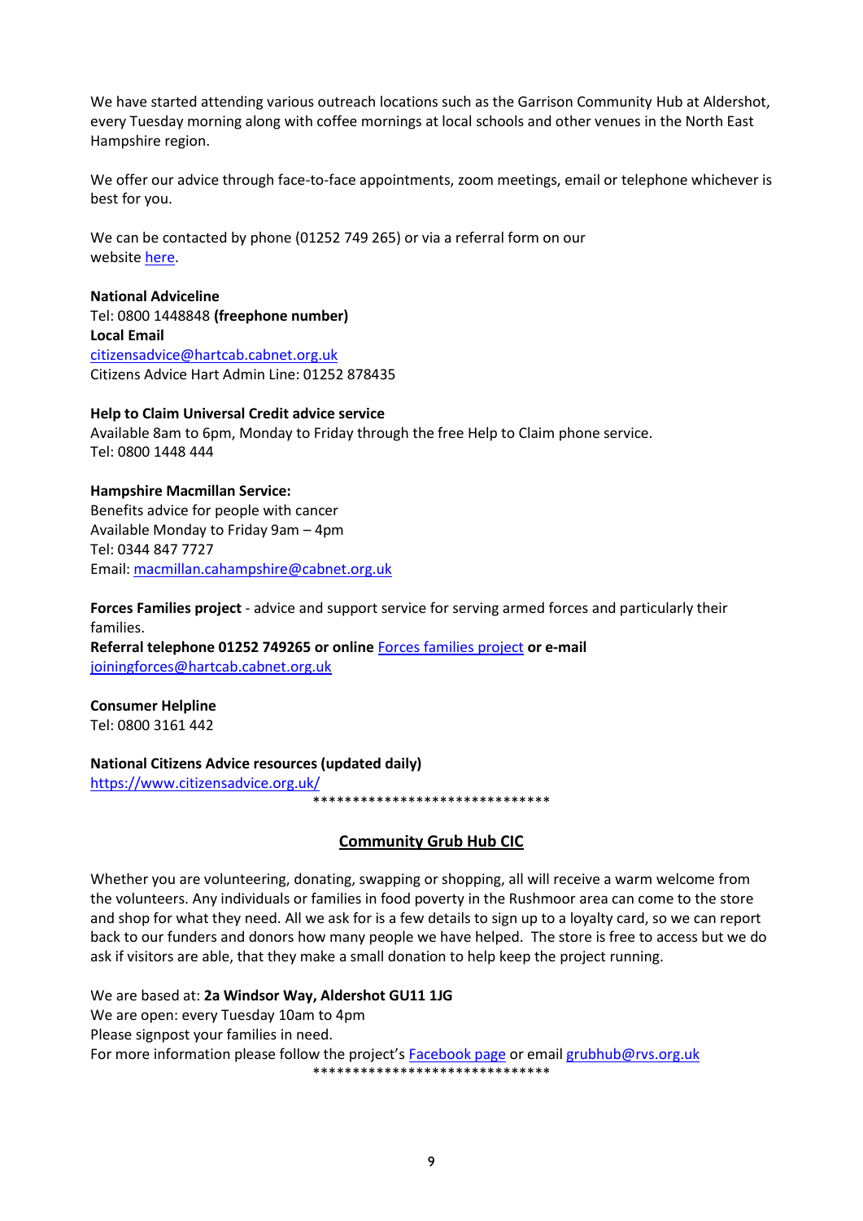We have started attending various outreach locations such as the Garrison Community Hub at Aldershot, every Tuesday morning along with coffee mornings at local schools and other venues in the North East Hampshire region.

We offer our advice through face-to-face appointments, zoom meetings, email or telephone whichever is best for you.

We can be contacted by phone (01252 749 265) or via a referral form on our website here.

**National Adviceline**
Tel: 0800 1448848 **(freephone number)**
**Local Email**
citizensadvice@hartcab.cabnet.org.uk
Citizens Advice Hart Admin Line: 01252 878435

**Help to Claim Universal Credit advice service**
Available 8am to 6pm, Monday to Friday through the free Help to Claim phone service.
Tel: 0800 1448 444

**Hampshire Macmillan Service:**
Benefits advice for people with cancer
Available Monday to Friday 9am – 4pm
Tel: 0344 847 7727
Email: macmillan.cahampshire@cabnet.org.uk

**Forces Families project** - advice and support service for serving armed forces and particularly their families.
**Referral telephone 01252 749265 or online** Forces families project **or e-mail** joiningforces@hartcab.cabnet.org.uk

**Consumer Helpline**
Tel: 0800 3161 442

**National Citizens Advice resources (updated daily)**
https://www.citizensadvice.org.uk/

******************************

## Community Grub Hub CIC

Whether you are volunteering, donating, swapping or shopping, all will receive a warm welcome from the volunteers. Any individuals or families in food poverty in the Rushmoor area can come to the store and shop for what they need. All we ask for is a few details to sign up to a loyalty card, so we can report back to our funders and donors how many people we have helped. The store is free to access but we do ask if visitors are able, that they make a small donation to help keep the project running.

We are based at: **2a Windsor Way, Aldershot GU11 1JG**
We are open: every Tuesday 10am to 4pm
Please signpost your families in need.
For more information please follow the project's Facebook page or email grubhub@rvs.org.uk

******************************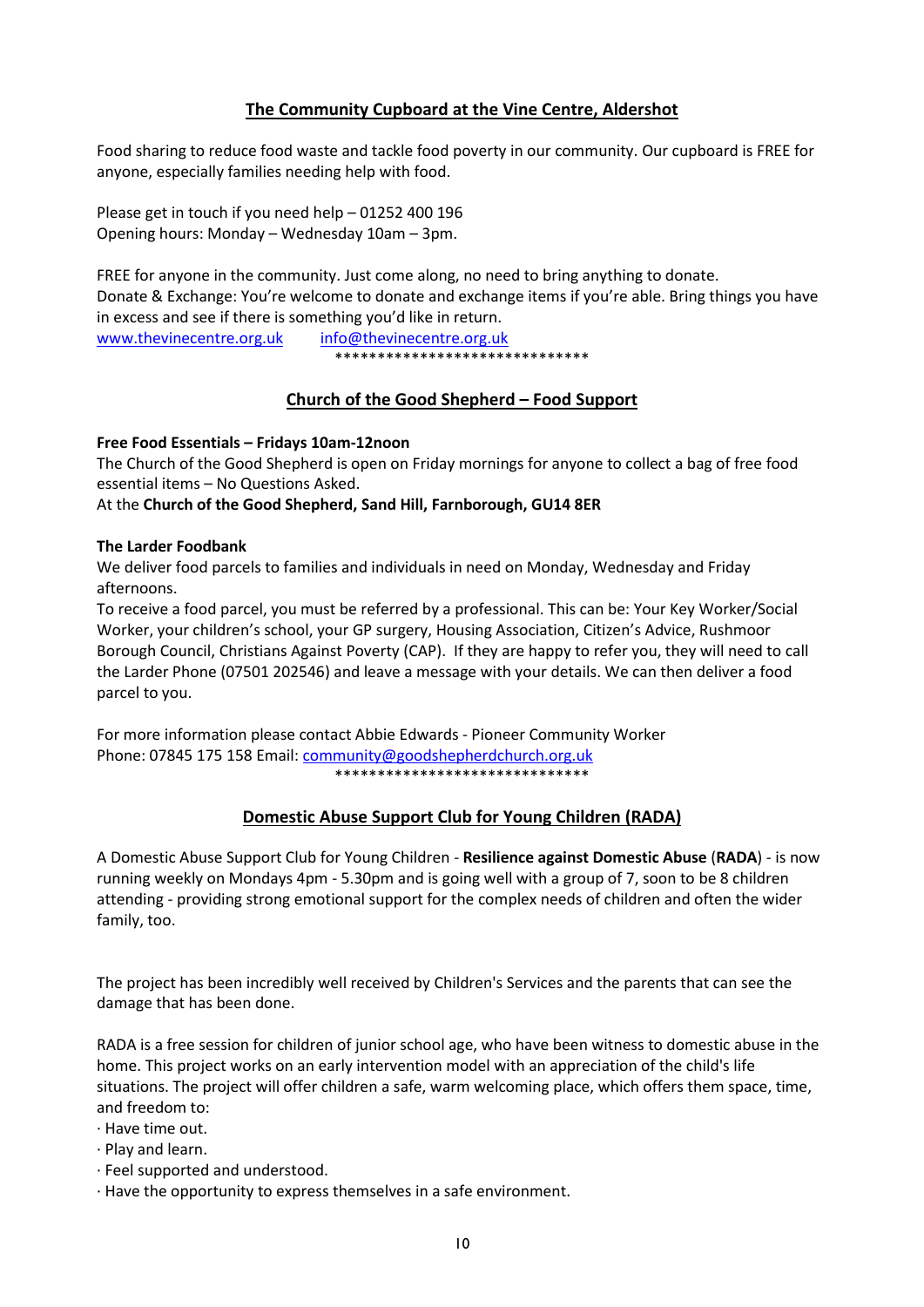## The Community Cupboard at the Vine Centre, Aldershot

Food sharing to reduce food waste and tackle food poverty in our community. Our cupboard is FREE for anyone, especially families needing help with food.

Please get in touch if you need help – 01252 400 196
Opening hours: Monday – Wednesday 10am – 3pm.

FREE for anyone in the community. Just come along, no need to bring anything to donate.
Donate & Exchange: You're welcome to donate and exchange items if you're able. Bring things you have in excess and see if there is something you'd like in return.
www.thevinecentre.org.uk  info@thevinecentre.org.uk

******************************

## Church of the Good Shepherd – Food Support

**Free Food Essentials – Fridays 10am-12noon**
The Church of the Good Shepherd is open on Friday mornings for anyone to collect a bag of free food essential items – No Questions Asked.
At the **Church of the Good Shepherd, Sand Hill, Farnborough, GU14 8ER**

**The Larder Foodbank**
We deliver food parcels to families and individuals in need on Monday, Wednesday and Friday afternoons.
To receive a food parcel, you must be referred by a professional. This can be: Your Key Worker/Social Worker, your children's school, your GP surgery, Housing Association, Citizen's Advice, Rushmoor Borough Council, Christians Against Poverty (CAP). If they are happy to refer you, they will need to call the Larder Phone (07501 202546) and leave a message with your details. We can then deliver a food parcel to you.

For more information please contact Abbie Edwards - Pioneer Community Worker
Phone: 07845 175 158 Email: community@goodshepherdchurch.org.uk

******************************

## Domestic Abuse Support Club for Young Children (RADA)

A Domestic Abuse Support Club for Young Children - **Resilience against Domestic Abuse** (**RADA**) - is now running weekly on Mondays 4pm - 5.30pm and is going well with a group of 7, soon to be 8 children attending - providing strong emotional support for the complex needs of children and often the wider family, too.

The project has been incredibly well received by Children's Services and the parents that can see the damage that has been done.

RADA is a free session for children of junior school age, who have been witness to domestic abuse in the home. This project works on an early intervention model with an appreciation of the child's life situations. The project will offer children a safe, warm welcoming place, which offers them space, time, and freedom to:

- Have time out.
- Play and learn.
- Feel supported and understood.
- Have the opportunity to express themselves in a safe environment.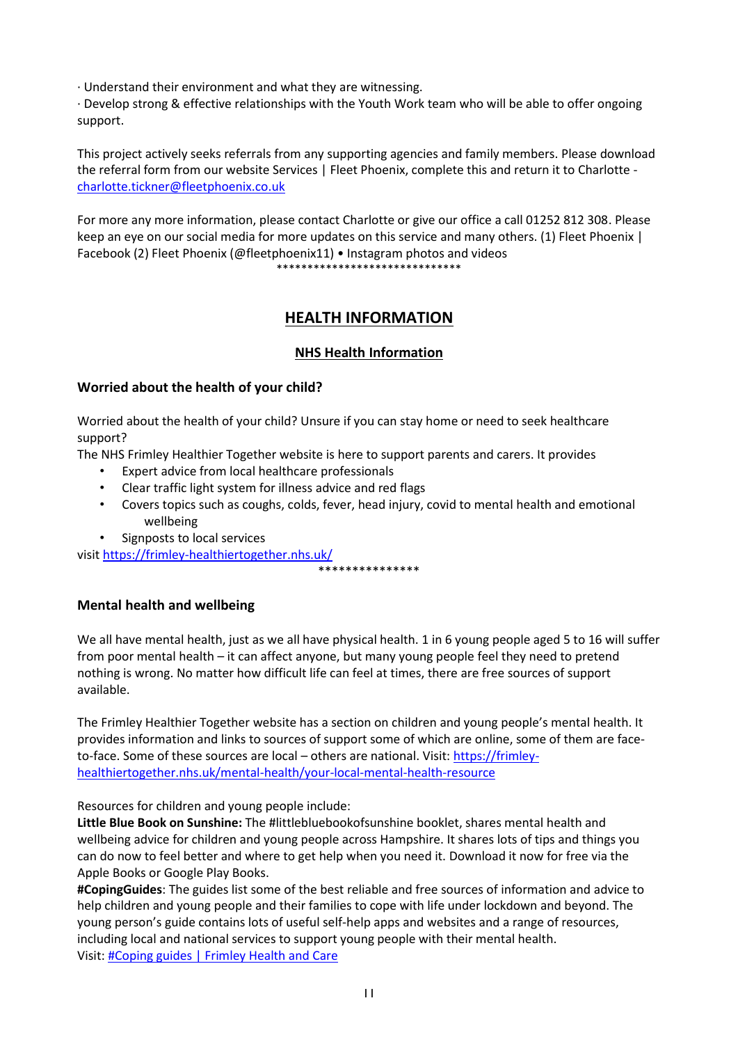· Understand their environment and what they are witnessing.
· Develop strong & effective relationships with the Youth Work team who will be able to offer ongoing support.

This project actively seeks referrals from any supporting agencies and family members. Please download the referral form from our website Services | Fleet Phoenix, complete this and return it to Charlotte - charlotte.tickner@fleetphoenix.co.uk

For more any more information, please contact Charlotte or give our office a call 01252 812 308. Please keep an eye on our social media for more updates on this service and many others. (1) Fleet Phoenix | Facebook (2) Fleet Phoenix (@fleetphoenix11) • Instagram photos and videos

******************************

# HEALTH INFORMATION

## NHS Health Information

### Worried about the health of your child?

Worried about the health of your child? Unsure if you can stay home or need to seek healthcare support?

The NHS Frimley Healthier Together website is here to support parents and carers. It provides

- Expert advice from local healthcare professionals
- Clear traffic light system for illness advice and red flags
- Covers topics such as coughs, colds, fever, head injury, covid to mental health and emotional wellbeing
- Signposts to local services

visit https://frimley-healthiertogether.nhs.uk/

***************

### Mental health and wellbeing

We all have mental health, just as we all have physical health. 1 in 6 young people aged 5 to 16 will suffer from poor mental health – it can affect anyone, but many young people feel they need to pretend nothing is wrong. No matter how difficult life can feel at times, there are free sources of support available.

The Frimley Healthier Together website has a section on children and young people's mental health. It provides information and links to sources of support some of which are online, some of them are face-to-face. Some of these sources are local – others are national. Visit: https://frimley-healthiertogether.nhs.uk/mental-health/your-local-mental-health-resource

Resources for children and young people include:

**Little Blue Book on Sunshine:** The #littlebluebookofsunshine booklet, shares mental health and wellbeing advice for children and young people across Hampshire. It shares lots of tips and things you can do now to feel better and where to get help when you need it. Download it now for free via the Apple Books or Google Play Books.

**#CopingGuides**: The guides list some of the best reliable and free sources of information and advice to help children and young people and their families to cope with life under lockdown and beyond. The young person's guide contains lots of useful self-help apps and websites and a range of resources, including local and national services to support young people with their mental health.

Visit: #Coping guides | Frimley Health and Care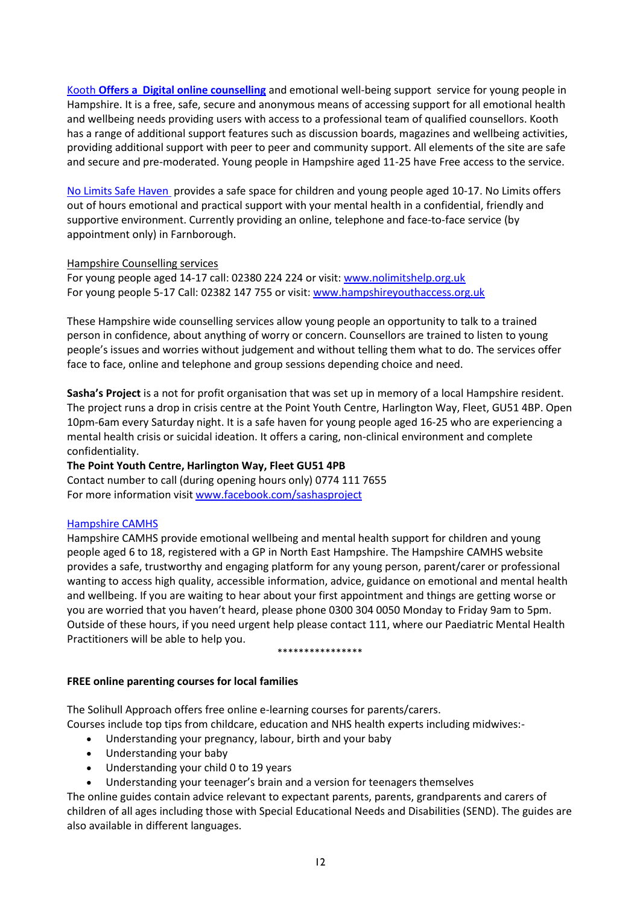[Kooth **Offers a Digital online counselling**] and emotional well-being support service for young people in Hampshire. It is a free, safe, secure and anonymous means of accessing support for all emotional health and wellbeing needs providing users with access to a professional team of qualified counsellors. Kooth has a range of additional support features such as discussion boards, magazines and wellbeing activities, providing additional support with peer to peer and community support. All elements of the site are safe and secure and pre-moderated. Young people in Hampshire aged 11-25 have Free access to the service.

No Limits Safe Haven provides a safe space for children and young people aged 10-17. No Limits offers out of hours emotional and practical support with your mental health in a confidential, friendly and supportive environment. Currently providing an online, telephone and face-to-face service (by appointment only) in Farnborough.

Hampshire Counselling services

For young people aged 14-17 call: 02380 224 224 or visit: www.nolimitshelp.org.uk
For young people 5-17 Call: 02382 147 755 or visit: www.hampshireyouthaccess.org.uk

These Hampshire wide counselling services allow young people an opportunity to talk to a trained person in confidence, about anything of worry or concern. Counsellors are trained to listen to young people's issues and worries without judgement and without telling them what to do. The services offer face to face, online and telephone and group sessions depending choice and need.

**Sasha's Project** is a not for profit organisation that was set up in memory of a local Hampshire resident. The project runs a drop in crisis centre at the Point Youth Centre, Harlington Way, Fleet, GU51 4BP. Open 10pm-6am every Saturday night. It is a safe haven for young people aged 16-25 who are experiencing a mental health crisis or suicidal ideation. It offers a caring, non-clinical environment and complete confidentiality.

**The Point Youth Centre, Harlington Way, Fleet GU51 4PB**
Contact number to call (during opening hours only) 0774 111 7655
For more information visit www.facebook.com/sashasproject

Hampshire CAMHS

Hampshire CAMHS provide emotional wellbeing and mental health support for children and young people aged 6 to 18, registered with a GP in North East Hampshire. The Hampshire CAMHS website provides a safe, trustworthy and engaging platform for any young person, parent/carer or professional wanting to access high quality, accessible information, advice, guidance on emotional and mental health and wellbeing. If you are waiting to hear about your first appointment and things are getting worse or you are worried that you haven't heard, please phone 0300 304 0050 Monday to Friday 9am to 5pm. Outside of these hours, if you need urgent help please contact 111, where our Paediatric Mental Health Practitioners will be able to help you.

****************

**FREE online parenting courses for local families**

The Solihull Approach offers free online e-learning courses for parents/carers.
Courses include top tips from childcare, education and NHS health experts including midwives:-

- Understanding your pregnancy, labour, birth and your baby
- Understanding your baby
- Understanding your child 0 to 19 years
- Understanding your teenager's brain and a version for teenagers themselves

The online guides contain advice relevant to expectant parents, parents, grandparents and carers of children of all ages including those with Special Educational Needs and Disabilities (SEND). The guides are also available in different languages.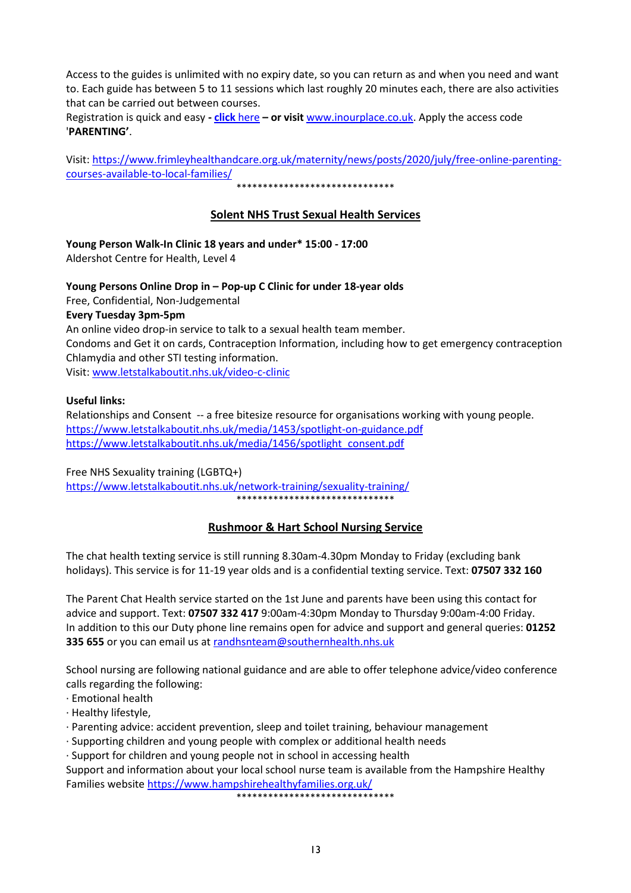Access to the guides is unlimited with no expiry date, so you can return as and when you need and want to. Each guide has between 5 to 11 sessions which last roughly 20 minutes each, there are also activities that can be carried out between courses.
Registration is quick and easy **- click here – or visit** www.inourplace.co.uk. Apply the access code '**PARENTING'**.

Visit: https://www.frimleyhealthandcare.org.uk/maternity/news/posts/2020/july/free-online-parenting-courses-available-to-local-families/

******************************

## Solent NHS Trust Sexual Health Services

**Young Person Walk-In Clinic 18 years and under* 15:00 - 17:00**
Aldershot Centre for Health, Level 4

**Young Persons Online Drop in – Pop-up C Clinic for under 18-year olds**
Free, Confidential, Non-Judgemental
**Every Tuesday 3pm-5pm**
An online video drop-in service to talk to a sexual health team member.
Condoms and Get it on cards, Contraception Information, including how to get emergency contraception
Chlamydia and other STI testing information.
Visit: www.letstalkaboutit.nhs.uk/video-c-clinic

**Useful links:**
Relationships and Consent -- a free bitesize resource for organisations working with young people.
https://www.letstalkaboutit.nhs.uk/media/1453/spotlight-on-guidance.pdf
https://www.letstalkaboutit.nhs.uk/media/1456/spotlight_consent.pdf

Free NHS Sexuality training (LGBTQ+)
https://www.letstalkaboutit.nhs.uk/network-training/sexuality-training/

******************************

## Rushmoor & Hart School Nursing Service

The chat health texting service is still running 8.30am-4.30pm Monday to Friday (excluding bank holidays). This service is for 11-19 year olds and is a confidential texting service. Text: **07507 332 160**

The Parent Chat Health service started on the 1st June and parents have been using this contact for advice and support. Text: **07507 332 417** 9:00am-4:30pm Monday to Thursday 9:00am-4:00 Friday.
In addition to this our Duty phone line remains open for advice and support and general queries: **01252 335 655** or you can email us at randhsnteam@southernhealth.nhs.uk

School nursing are following national guidance and are able to offer telephone advice/video conference calls regarding the following:

- Emotional health
- Healthy lifestyle,
- Parenting advice: accident prevention, sleep and toilet training, behaviour management
- Supporting children and young people with complex or additional health needs
- Support for children and young people not in school in accessing health

Support and information about your local school nurse team is available from the Hampshire Healthy Families website https://www.hampshirehealthyfamilies.org.uk/

******************************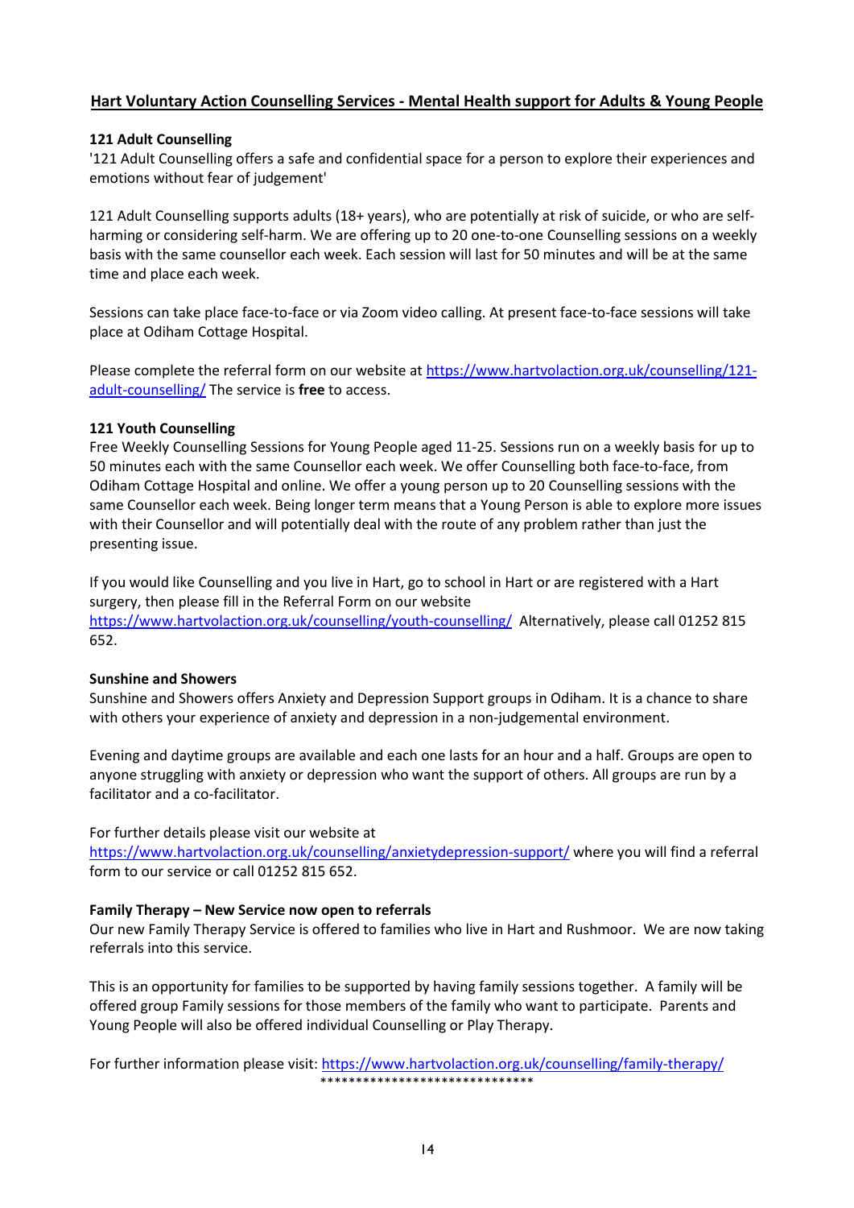## Hart Voluntary Action Counselling Services - Mental Health support for Adults & Young People

### 121 Adult Counselling

'121 Adult Counselling offers a safe and confidential space for a person to explore their experiences and emotions without fear of judgement'

121 Adult Counselling supports adults (18+ years), who are potentially at risk of suicide, or who are self-harming or considering self-harm. We are offering up to 20 one-to-one Counselling sessions on a weekly basis with the same counsellor each week. Each session will last for 50 minutes and will be at the same time and place each week.

Sessions can take place face-to-face or via Zoom video calling. At present face-to-face sessions will take place at Odiham Cottage Hospital.

Please complete the referral form on our website at https://www.hartvolaction.org.uk/counselling/121-adult-counselling/ The service is **free** to access.

### 121 Youth Counselling

Free Weekly Counselling Sessions for Young People aged 11-25. Sessions run on a weekly basis for up to 50 minutes each with the same Counsellor each week. We offer Counselling both face-to-face, from Odiham Cottage Hospital and online. We offer a young person up to 20 Counselling sessions with the same Counsellor each week. Being longer term means that a Young Person is able to explore more issues with their Counsellor and will potentially deal with the route of any problem rather than just the presenting issue.

If you would like Counselling and you live in Hart, go to school in Hart or are registered with a Hart surgery, then please fill in the Referral Form on our website https://www.hartvolaction.org.uk/counselling/youth-counselling/ Alternatively, please call 01252 815 652.

### Sunshine and Showers

Sunshine and Showers offers Anxiety and Depression Support groups in Odiham. It is a chance to share with others your experience of anxiety and depression in a non-judgemental environment.

Evening and daytime groups are available and each one lasts for an hour and a half. Groups are open to anyone struggling with anxiety or depression who want the support of others. All groups are run by a facilitator and a co-facilitator.

For further details please visit our website at https://www.hartvolaction.org.uk/counselling/anxietydepression-support/ where you will find a referral form to our service or call 01252 815 652.

### Family Therapy – New Service now open to referrals

Our new Family Therapy Service is offered to families who live in Hart and Rushmoor. We are now taking referrals into this service.

This is an opportunity for families to be supported by having family sessions together. A family will be offered group Family sessions for those members of the family who want to participate. Parents and Young People will also be offered individual Counselling or Play Therapy.

For further information please visit: https://www.hartvolaction.org.uk/counselling/family-therapy/

******************************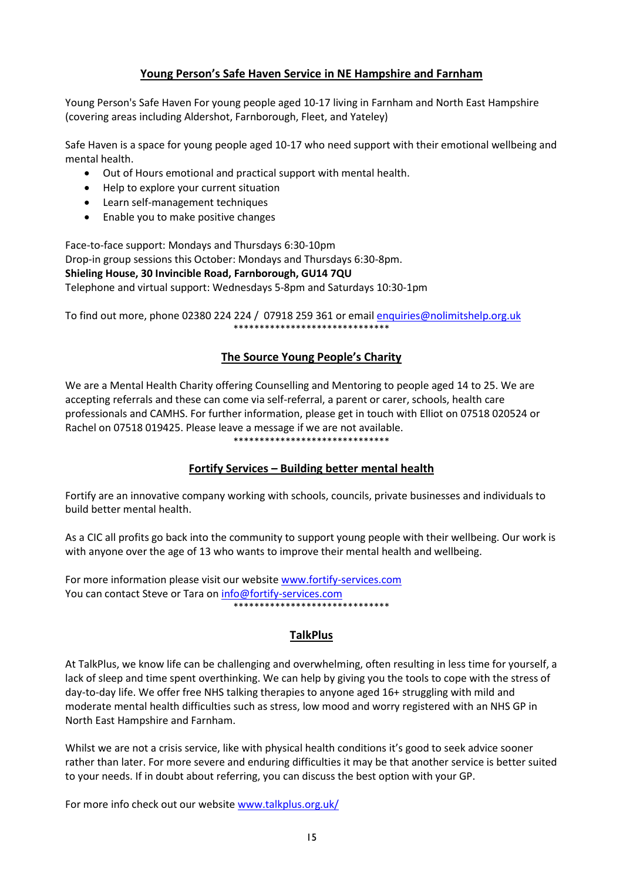## Young Person's Safe Haven Service in NE Hampshire and Farnham

Young Person's Safe Haven For young people aged 10-17 living in Farnham and North East Hampshire (covering areas including Aldershot, Farnborough, Fleet, and Yateley)

Safe Haven is a space for young people aged 10-17 who need support with their emotional wellbeing and mental health.

- Out of Hours emotional and practical support with mental health.
- Help to explore your current situation
- Learn self-management techniques
- Enable you to make positive changes

Face-to-face support: Mondays and Thursdays 6:30-10pm
Drop-in group sessions this October: Mondays and Thursdays 6:30-8pm.
**Shieling House, 30 Invincible Road, Farnborough, GU14 7QU**
Telephone and virtual support: Wednesdays 5-8pm and Saturdays 10:30-1pm

To find out more, phone 02380 224 224 / 07918 259 361 or email enquiries@nolimitshelp.org.uk

******************************

## The Source Young People's Charity

We are a Mental Health Charity offering Counselling and Mentoring to people aged 14 to 25. We are accepting referrals and these can come via self-referral, a parent or carer, schools, health care professionals and CAMHS. For further information, please get in touch with Elliot on 07518 020524 or Rachel on 07518 019425. Please leave a message if we are not available.

******************************

## Fortify Services – Building better mental health

Fortify are an innovative company working with schools, councils, private businesses and individuals to build better mental health.

As a CIC all profits go back into the community to support young people with their wellbeing. Our work is with anyone over the age of 13 who wants to improve their mental health and wellbeing.

For more information please visit our website www.fortify-services.com
You can contact Steve or Tara on info@fortify-services.com

******************************

## TalkPlus

At TalkPlus, we know life can be challenging and overwhelming, often resulting in less time for yourself, a lack of sleep and time spent overthinking. We can help by giving you the tools to cope with the stress of day-to-day life. We offer free NHS talking therapies to anyone aged 16+ struggling with mild and moderate mental health difficulties such as stress, low mood and worry registered with an NHS GP in North East Hampshire and Farnham.

Whilst we are not a crisis service, like with physical health conditions it's good to seek advice sooner rather than later. For more severe and enduring difficulties it may be that another service is better suited to your needs. If in doubt about referring, you can discuss the best option with your GP.

For more info check out our website www.talkplus.org.uk/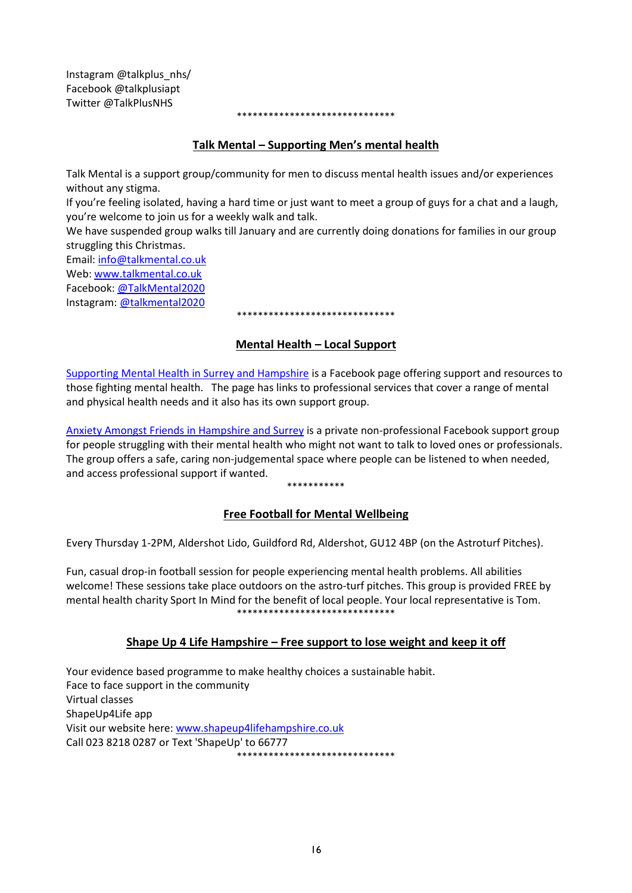Instagram @talkplus_nhs/
Facebook @talkplusiapt
Twitter @TalkPlusNHS

******************************

## Talk Mental – Supporting Men's mental health

Talk Mental is a support group/community for men to discuss mental health issues and/or experiences without any stigma.
If you're feeling isolated, having a hard time or just want to meet a group of guys for a chat and a laugh, you're welcome to join us for a weekly walk and talk.
We have suspended group walks till January and are currently doing donations for families in our group struggling this Christmas.
Email: info@talkmental.co.uk
Web: www.talkmental.co.uk
Facebook: @TalkMental2020
Instagram: @talkmental2020

******************************

## Mental Health – Local Support

Supporting Mental Health in Surrey and Hampshire is a Facebook page offering support and resources to those fighting mental health. The page has links to professional services that cover a range of mental and physical health needs and it also has its own support group.

Anxiety Amongst Friends in Hampshire and Surrey is a private non-professional Facebook support group for people struggling with their mental health who might not want to talk to loved ones or professionals. The group offers a safe, caring non-judgemental space where people can be listened to when needed, and access professional support if wanted.

***********

## Free Football for Mental Wellbeing

Every Thursday 1-2PM, Aldershot Lido, Guildford Rd, Aldershot, GU12 4BP (on the Astroturf Pitches).

Fun, casual drop-in football session for people experiencing mental health problems. All abilities welcome! These sessions take place outdoors on the astro-turf pitches. This group is provided FREE by mental health charity Sport In Mind for the benefit of local people. Your local representative is Tom.

******************************

## Shape Up 4 Life Hampshire – Free support to lose weight and keep it off

Your evidence based programme to make healthy choices a sustainable habit.
Face to face support in the community
Virtual classes
ShapeUp4Life app
Visit our website here: www.shapeup4lifehampshire.co.uk
Call 023 8218 0287 or Text 'ShapeUp' to 66777

******************************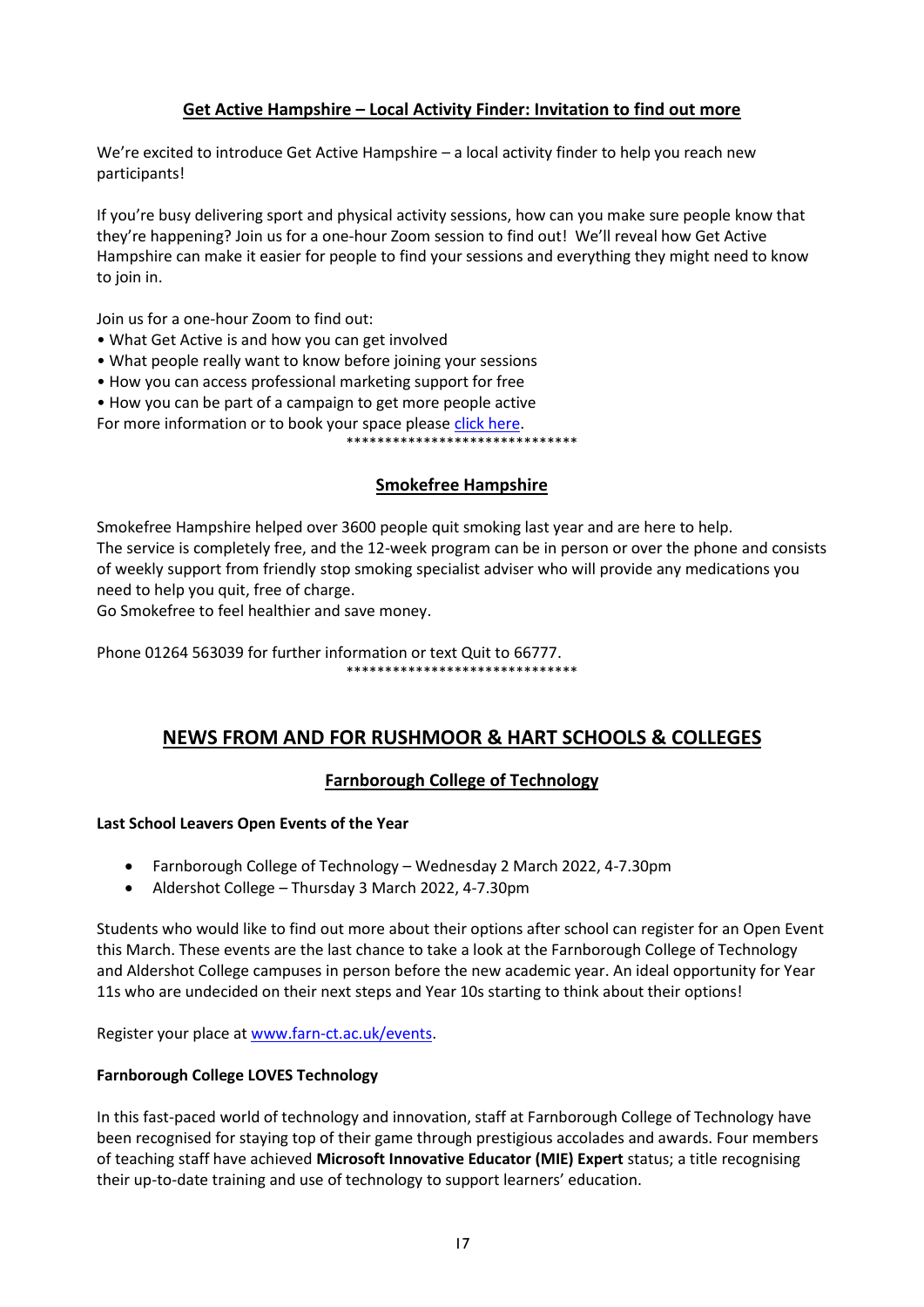## Get Active Hampshire – Local Activity Finder: Invitation to find out more

We're excited to introduce Get Active Hampshire – a local activity finder to help you reach new participants!

If you're busy delivering sport and physical activity sessions, how can you make sure people know that they're happening? Join us for a one-hour Zoom session to find out! We'll reveal how Get Active Hampshire can make it easier for people to find your sessions and everything they might need to know to join in.

Join us for a one-hour Zoom to find out:

- What Get Active is and how you can get involved
- What people really want to know before joining your sessions
- How you can access professional marketing support for free
- How you can be part of a campaign to get more people active

For more information or to book your space please click here.

******************************

## Smokefree Hampshire

Smokefree Hampshire helped over 3600 people quit smoking last year and are here to help.
The service is completely free, and the 12-week program can be in person or over the phone and consists of weekly support from friendly stop smoking specialist adviser who will provide any medications you need to help you quit, free of charge.
Go Smokefree to feel healthier and save money.

Phone 01264 563039 for further information or text Quit to 66777.

******************************

# NEWS FROM AND FOR RUSHMOOR & HART SCHOOLS & COLLEGES

## Farnborough College of Technology

**Last School Leavers Open Events of the Year**

- Farnborough College of Technology – Wednesday 2 March 2022, 4-7.30pm
- Aldershot College – Thursday 3 March 2022, 4-7.30pm

Students who would like to find out more about their options after school can register for an Open Event this March. These events are the last chance to take a look at the Farnborough College of Technology and Aldershot College campuses in person before the new academic year. An ideal opportunity for Year 11s who are undecided on their next steps and Year 10s starting to think about their options!

Register your place at www.farn-ct.ac.uk/events.

**Farnborough College LOVES Technology**

In this fast-paced world of technology and innovation, staff at Farnborough College of Technology have been recognised for staying top of their game through prestigious accolades and awards. Four members of teaching staff have achieved **Microsoft Innovative Educator (MIE) Expert** status; a title recognising their up-to-date training and use of technology to support learners' education.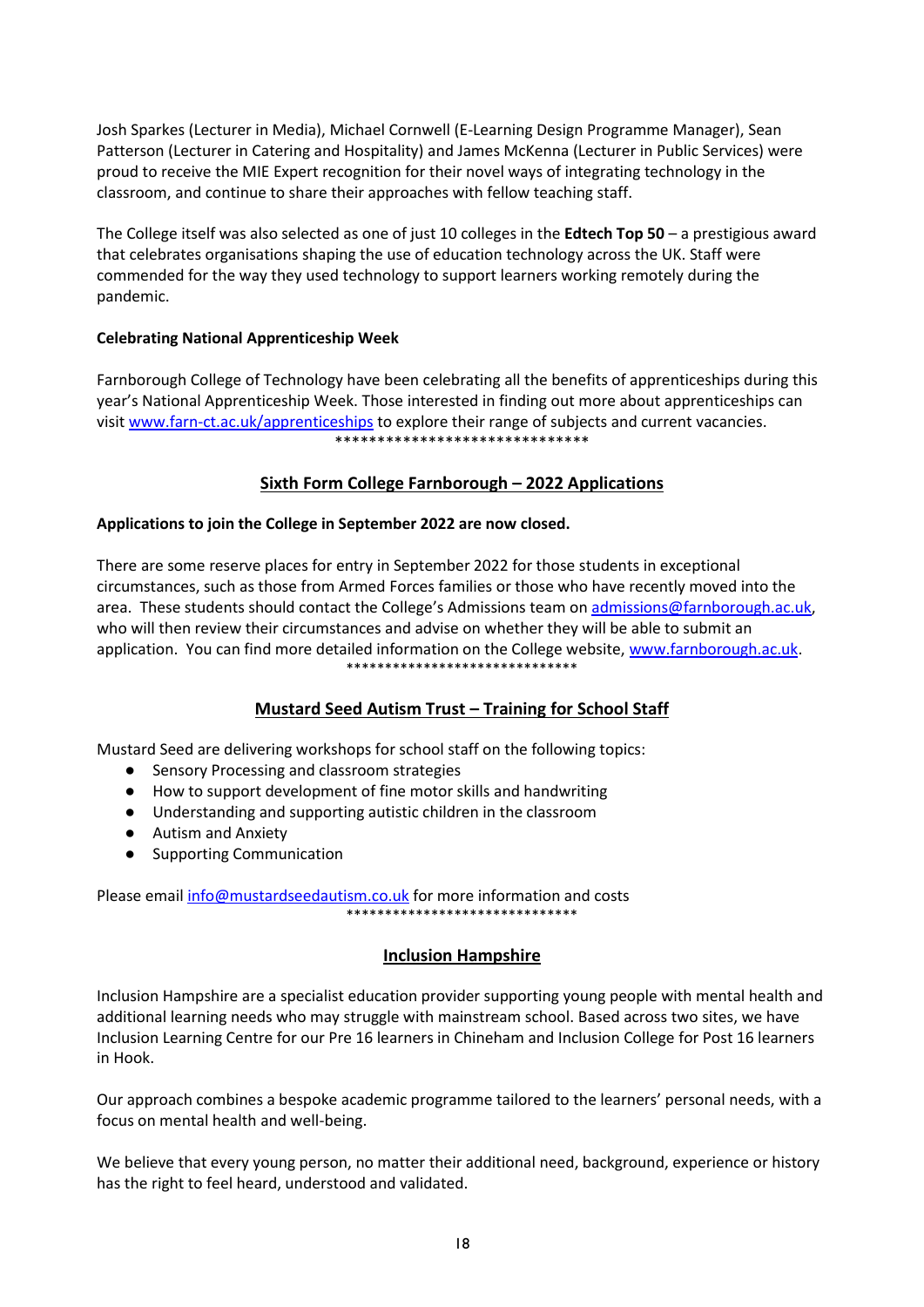Josh Sparkes (Lecturer in Media), Michael Cornwell (E-Learning Design Programme Manager), Sean Patterson (Lecturer in Catering and Hospitality) and James McKenna (Lecturer in Public Services) were proud to receive the MIE Expert recognition for their novel ways of integrating technology in the classroom, and continue to share their approaches with fellow teaching staff.

The College itself was also selected as one of just 10 colleges in the **Edtech Top 50** – a prestigious award that celebrates organisations shaping the use of education technology across the UK. Staff were commended for the way they used technology to support learners working remotely during the pandemic.

**Celebrating National Apprenticeship Week**

Farnborough College of Technology have been celebrating all the benefits of apprenticeships during this year's National Apprenticeship Week. Those interested in finding out more about apprenticeships can visit www.farn-ct.ac.uk/apprenticeships to explore their range of subjects and current vacancies.

******************************

## Sixth Form College Farnborough – 2022 Applications

**Applications to join the College in September 2022 are now closed.**

There are some reserve places for entry in September 2022 for those students in exceptional circumstances, such as those from Armed Forces families or those who have recently moved into the area. These students should contact the College's Admissions team on admissions@farnborough.ac.uk, who will then review their circumstances and advise on whether they will be able to submit an application. You can find more detailed information on the College website, www.farnborough.ac.uk.

******************************

## Mustard Seed Autism Trust – Training for School Staff

Mustard Seed are delivering workshops for school staff on the following topics:

- Sensory Processing and classroom strategies
- How to support development of fine motor skills and handwriting
- Understanding and supporting autistic children in the classroom
- Autism and Anxiety
- Supporting Communication

Please email info@mustardseedautism.co.uk for more information and costs

******************************

## Inclusion Hampshire

Inclusion Hampshire are a specialist education provider supporting young people with mental health and additional learning needs who may struggle with mainstream school. Based across two sites, we have Inclusion Learning Centre for our Pre 16 learners in Chineham and Inclusion College for Post 16 learners in Hook.

Our approach combines a bespoke academic programme tailored to the learners' personal needs, with a focus on mental health and well-being.

We believe that every young person, no matter their additional need, background, experience or history has the right to feel heard, understood and validated.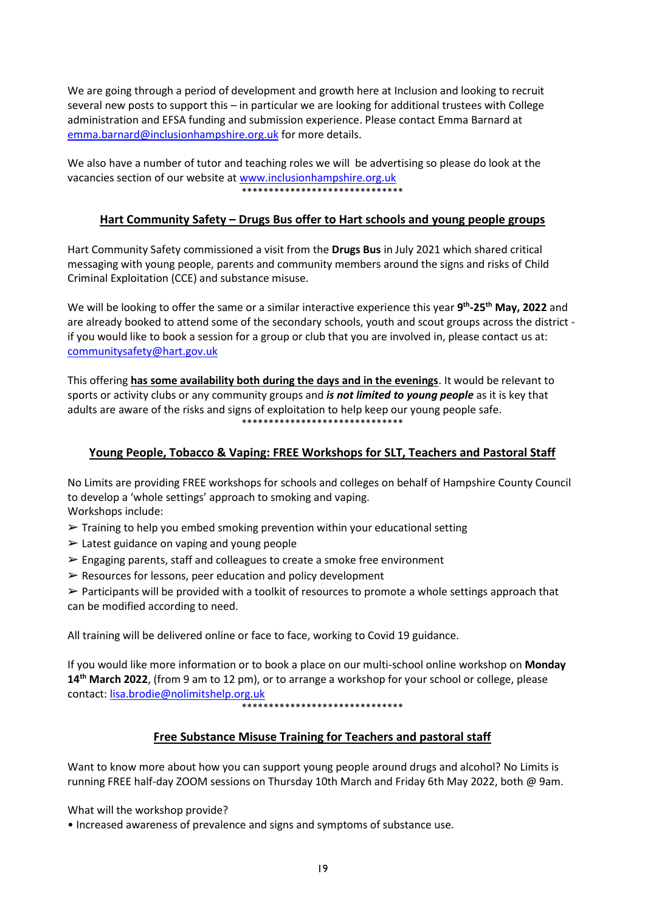We are going through a period of development and growth here at Inclusion and looking to recruit several new posts to support this – in particular we are looking for additional trustees with College administration and EFSA funding and submission experience. Please contact Emma Barnard at [emma.barnard@inclusionhampshire.org.uk](mailto:emma.barnard@inclusionhampshire.org.uk) for more details.

We also have a number of tutor and teaching roles we will be advertising so please do look at the vacancies section of our website at [www.inclusionhampshire.org.uk](http://www.inclusionhampshire.org.uk)

******************************

## Hart Community Safety – Drugs Bus offer to Hart schools and young people groups

Hart Community Safety commissioned a visit from the **Drugs Bus** in July 2021 which shared critical messaging with young people, parents and community members around the signs and risks of Child Criminal Exploitation (CCE) and substance misuse.

We will be looking to offer the same or a similar interactive experience this year **9th-25th May, 2022** and are already booked to attend some of the secondary schools, youth and scout groups across the district - if you would like to book a session for a group or club that you are involved in, please contact us at: [communitysafety@hart.gov.uk](mailto:communitysafety@hart.gov.uk)

This offering **has some availability both during the days and in the evenings**. It would be relevant to sports or activity clubs or any community groups and ***is not limited to young people*** as it is key that adults are aware of the risks and signs of exploitation to help keep our young people safe.

******************************

## Young People, Tobacco & Vaping: FREE Workshops for SLT, Teachers and Pastoral Staff

No Limits are providing FREE workshops for schools and colleges on behalf of Hampshire County Council to develop a 'whole settings' approach to smoking and vaping.

Workshops include:

- ➢ Training to help you embed smoking prevention within your educational setting
- ➢ Latest guidance on vaping and young people
- ➢ Engaging parents, staff and colleagues to create a smoke free environment
- ➢ Resources for lessons, peer education and policy development
- ➢ Participants will be provided with a toolkit of resources to promote a whole settings approach that can be modified according to need.

All training will be delivered online or face to face, working to Covid 19 guidance.

If you would like more information or to book a place on our multi-school online workshop on **Monday 14th March 2022**, (from 9 am to 12 pm), or to arrange a workshop for your school or college, please contact: [lisa.brodie@nolimitshelp.org.uk](mailto:lisa.brodie@nolimitshelp.org.uk)

******************************

## Free Substance Misuse Training for Teachers and pastoral staff

Want to know more about how you can support young people around drugs and alcohol? No Limits is running FREE half-day ZOOM sessions on Thursday 10th March and Friday 6th May 2022, both @ 9am.

What will the workshop provide?

- Increased awareness of prevalence and signs and symptoms of substance use.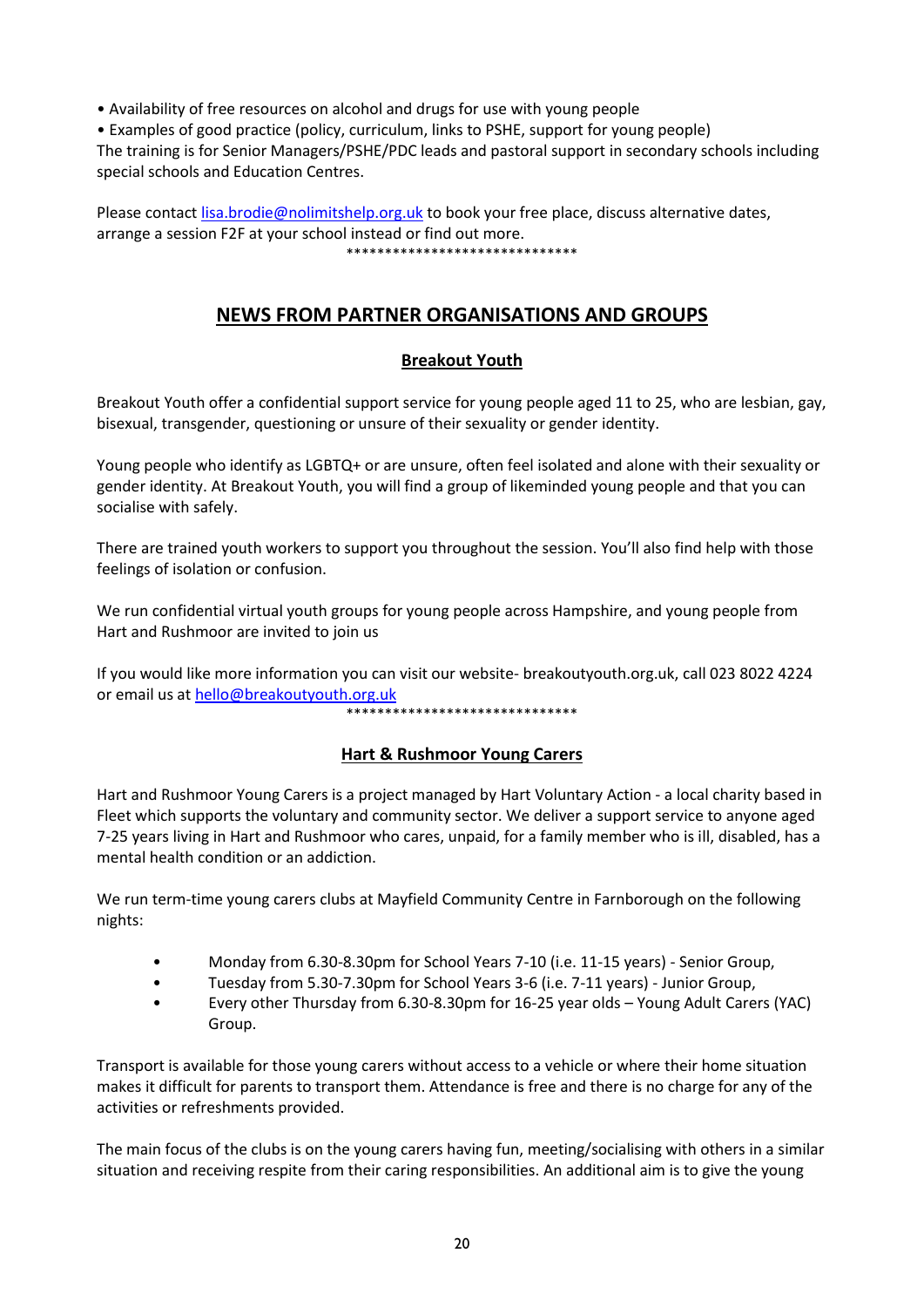- Availability of free resources on alcohol and drugs for use with young people
- Examples of good practice (policy, curriculum, links to PSHE, support for young people)

The training is for Senior Managers/PSHE/PDC leads and pastoral support in secondary schools including special schools and Education Centres.

Please contact lisa.brodie@nolimitshelp.org.uk to book your free place, discuss alternative dates, arrange a session F2F at your school instead or find out more.

******************************

## NEWS FROM PARTNER ORGANISATIONS AND GROUPS

### Breakout Youth

Breakout Youth offer a confidential support service for young people aged 11 to 25, who are lesbian, gay, bisexual, transgender, questioning or unsure of their sexuality or gender identity.

Young people who identify as LGBTQ+ or are unsure, often feel isolated and alone with their sexuality or gender identity. At Breakout Youth, you will find a group of likeminded young people and that you can socialise with safely.

There are trained youth workers to support you throughout the session. You'll also find help with those feelings of isolation or confusion.

We run confidential virtual youth groups for young people across Hampshire, and young people from Hart and Rushmoor are invited to join us

If you would like more information you can visit our website- breakoutyouth.org.uk, call 023 8022 4224 or email us at hello@breakoutyouth.org.uk

******************************

### Hart & Rushmoor Young Carers

Hart and Rushmoor Young Carers is a project managed by Hart Voluntary Action - a local charity based in Fleet which supports the voluntary and community sector. We deliver a support service to anyone aged 7-25 years living in Hart and Rushmoor who cares, unpaid, for a family member who is ill, disabled, has a mental health condition or an addiction.

We run term-time young carers clubs at Mayfield Community Centre in Farnborough on the following nights:

- Monday from 6.30-8.30pm for School Years 7-10 (i.e. 11-15 years) - Senior Group,
- Tuesday from 5.30-7.30pm for School Years 3-6 (i.e. 7-11 years) - Junior Group,
- Every other Thursday from 6.30-8.30pm for 16-25 year olds – Young Adult Carers (YAC) Group.

Transport is available for those young carers without access to a vehicle or where their home situation makes it difficult for parents to transport them. Attendance is free and there is no charge for any of the activities or refreshments provided.

The main focus of the clubs is on the young carers having fun, meeting/socialising with others in a similar situation and receiving respite from their caring responsibilities. An additional aim is to give the young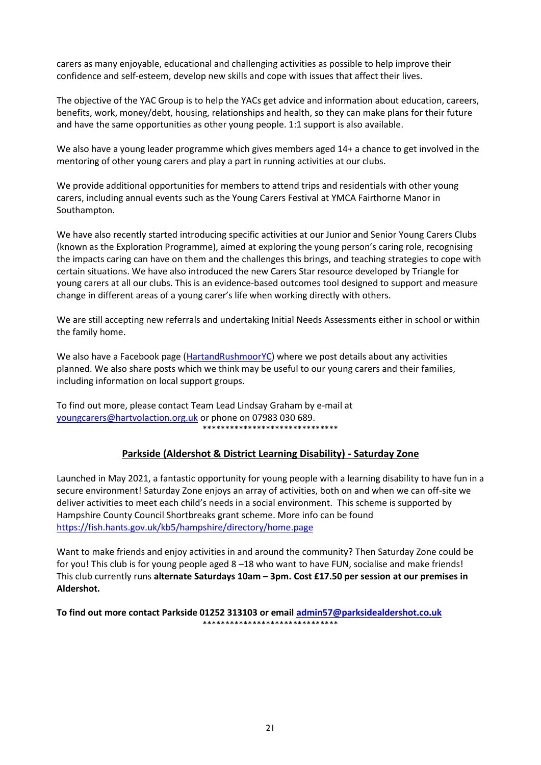carers as many enjoyable, educational and challenging activities as possible to help improve their confidence and self-esteem, develop new skills and cope with issues that affect their lives.

The objective of the YAC Group is to help the YACs get advice and information about education, careers, benefits, work, money/debt, housing, relationships and health, so they can make plans for their future and have the same opportunities as other young people. 1:1 support is also available.

We also have a young leader programme which gives members aged 14+ a chance to get involved in the mentoring of other young carers and play a part in running activities at our clubs.

We provide additional opportunities for members to attend trips and residentials with other young carers, including annual events such as the Young Carers Festival at YMCA Fairthorne Manor in Southampton.

We have also recently started introducing specific activities at our Junior and Senior Young Carers Clubs (known as the Exploration Programme), aimed at exploring the young person's caring role, recognising the impacts caring can have on them and the challenges this brings, and teaching strategies to cope with certain situations. We have also introduced the new Carers Star resource developed by Triangle for young carers at all our clubs. This is an evidence-based outcomes tool designed to support and measure change in different areas of a young carer's life when working directly with others.

We are still accepting new referrals and undertaking Initial Needs Assessments either in school or within the family home.

We also have a Facebook page (HartandRushmoorYC) where we post details about any activities planned. We also share posts which we think may be useful to our young carers and their families, including information on local support groups.

To find out more, please contact Team Lead Lindsay Graham by e-mail at youngcarers@hartvolaction.org.uk or phone on 07983 030 689.

******************************

## Parkside (Aldershot & District Learning Disability) - Saturday Zone

Launched in May 2021, a fantastic opportunity for young people with a learning disability to have fun in a secure environment! Saturday Zone enjoys an array of activities, both on and when we can off-site we deliver activities to meet each child's needs in a social environment. This scheme is supported by Hampshire County Council Shortbreaks grant scheme. More info can be found https://fish.hants.gov.uk/kb5/hampshire/directory/home.page

Want to make friends and enjoy activities in and around the community? Then Saturday Zone could be for you! This club is for young people aged 8 –18 who want to have FUN, socialise and make friends! This club currently runs **alternate Saturdays 10am – 3pm. Cost £17.50 per session at our premises in Aldershot.**

**To find out more contact Parkside 01252 313103 or email admin57@parksidealdershot.co.uk**

******************************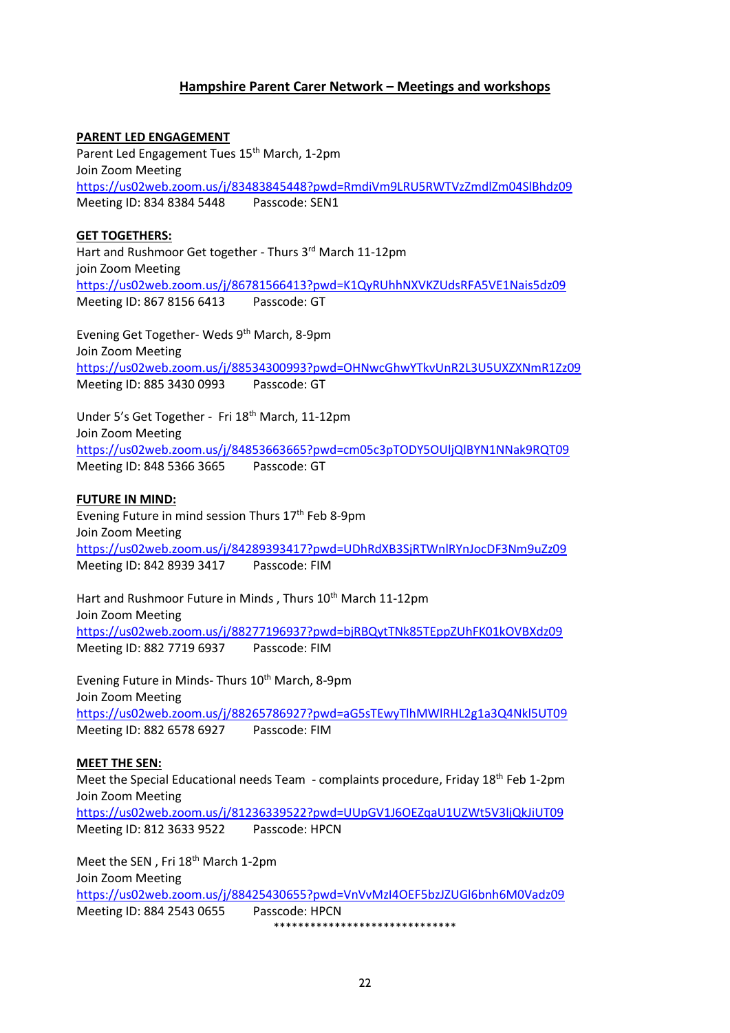## Hampshire Parent Carer Network – Meetings and workshops

**PARENT LED ENGAGEMENT**

Parent Led Engagement Tues 15th March, 1-2pm
Join Zoom Meeting
https://us02web.zoom.us/j/83483845448?pwd=RmdiVm9LRU5RWTVzZmdlZm04SlBhdz09
Meeting ID: 834 8384 5448 Passcode: SEN1

**GET TOGETHERS:**

Hart and Rushmoor Get together - Thurs 3rd March 11-12pm
join Zoom Meeting
https://us02web.zoom.us/j/86781566413?pwd=K1QyRUhhNXVKZUdsRFA5VE1Nais5dz09
Meeting ID: 867 8156 6413 Passcode: GT

Evening Get Together- Weds 9th March, 8-9pm
Join Zoom Meeting
https://us02web.zoom.us/j/88534300993?pwd=OHNwcGhwYTkvUnR2L3U5UXZXNmR1Zz09
Meeting ID: 885 3430 0993 Passcode: GT

Under 5's Get Together - Fri 18th March, 11-12pm
Join Zoom Meeting
https://us02web.zoom.us/j/84853663665?pwd=cm05c3pTODY5OUljQlBYN1NNak9RQT09
Meeting ID: 848 5366 3665 Passcode: GT

**FUTURE IN MIND:**

Evening Future in mind session Thurs 17th Feb 8-9pm
Join Zoom Meeting
https://us02web.zoom.us/j/84289393417?pwd=UDhRdXB3SjRTWnlRYnJocDF3Nm9uZz09
Meeting ID: 842 8939 3417 Passcode: FIM

Hart and Rushmoor Future in Minds , Thurs 10th March 11-12pm
Join Zoom Meeting
https://us02web.zoom.us/j/88277196937?pwd=bjRBQytTNk85TEppZUhFK01kOVBXdz09
Meeting ID: 882 7719 6937 Passcode: FIM

Evening Future in Minds- Thurs 10th March, 8-9pm
Join Zoom Meeting
https://us02web.zoom.us/j/88265786927?pwd=aG5sTEwyTlhMWlRHL2g1a3Q4Nkl5UT09
Meeting ID: 882 6578 6927 Passcode: FIM

**MEET THE SEN:**

Meet the Special Educational needs Team - complaints procedure, Friday 18th Feb 1-2pm
Join Zoom Meeting
https://us02web.zoom.us/j/81236339522?pwd=UUpGV1J6OEZqaU1UZWt5V3ljQkJiUT09
Meeting ID: 812 3633 9522 Passcode: HPCN

Meet the SEN , Fri 18th March 1-2pm
Join Zoom Meeting
https://us02web.zoom.us/j/88425430655?pwd=VnVvMzI4OEF5bzJZUGl6bnh6M0Vadz09
Meeting ID: 884 2543 0655 Passcode: HPCN

******************************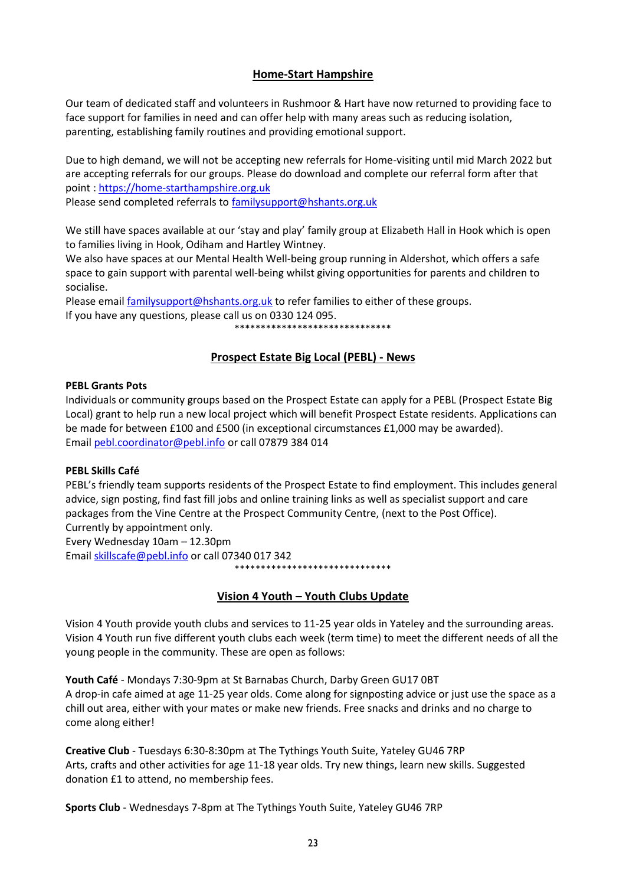## Home-Start Hampshire

Our team of dedicated staff and volunteers in Rushmoor & Hart have now returned to providing face to face support for families in need and can offer help with many areas such as reducing isolation, parenting, establishing family routines and providing emotional support.

Due to high demand, we will not be accepting new referrals for Home-visiting until mid March 2022 but are accepting referrals for our groups. Please do download and complete our referral form after that point : https://home-starthampshire.org.uk
Please send completed referrals to familysupport@hshants.org.uk

We still have spaces available at our 'stay and play' family group at Elizabeth Hall in Hook which is open to families living in Hook, Odiham and Hartley Wintney.
We also have spaces at our Mental Health Well-being group running in Aldershot, which offers a safe space to gain support with parental well-being whilst giving opportunities for parents and children to socialise.
Please email familysupport@hshants.org.uk to refer families to either of these groups.
If you have any questions, please call us on 0330 124 095.

******************************

## Prospect Estate Big Local (PEBL) - News

**PEBL Grants Pots**
Individuals or community groups based on the Prospect Estate can apply for a PEBL (Prospect Estate Big Local) grant to help run a new local project which will benefit Prospect Estate residents. Applications can be made for between £100 and £500 (in exceptional circumstances £1,000 may be awarded).
Email pebl.coordinator@pebl.info or call 07879 384 014

**PEBL Skills Café**
PEBL's friendly team supports residents of the Prospect Estate to find employment. This includes general advice, sign posting, find fast fill jobs and online training links as well as specialist support and care packages from the Vine Centre at the Prospect Community Centre, (next to the Post Office).
Currently by appointment only.
Every Wednesday 10am – 12.30pm
Email skillscafe@pebl.info or call 07340 017 342

******************************

## Vision 4 Youth – Youth Clubs Update

Vision 4 Youth provide youth clubs and services to 11-25 year olds in Yateley and the surrounding areas. Vision 4 Youth run five different youth clubs each week (term time) to meet the different needs of all the young people in the community. These are open as follows:

**Youth Café** - Mondays 7:30-9pm at St Barnabas Church, Darby Green GU17 0BT
A drop-in cafe aimed at age 11-25 year olds. Come along for signposting advice or just use the space as a chill out area, either with your mates or make new friends. Free snacks and drinks and no charge to come along either!

**Creative Club** - Tuesdays 6:30-8:30pm at The Tythings Youth Suite, Yateley GU46 7RP
Arts, crafts and other activities for age 11-18 year olds. Try new things, learn new skills. Suggested donation £1 to attend, no membership fees.

**Sports Club** - Wednesdays 7-8pm at The Tythings Youth Suite, Yateley GU46 7RP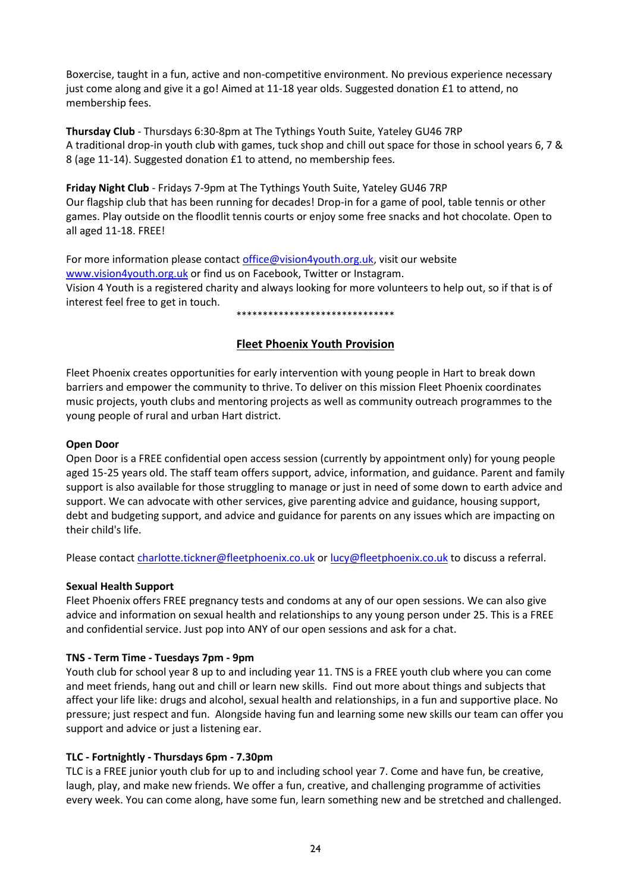Boxercise, taught in a fun, active and non-competitive environment. No previous experience necessary just come along and give it a go! Aimed at 11-18 year olds. Suggested donation £1 to attend, no membership fees.

**Thursday Club** - Thursdays 6:30-8pm at The Tythings Youth Suite, Yateley GU46 7RP
A traditional drop-in youth club with games, tuck shop and chill out space for those in school years 6, 7 & 8 (age 11-14). Suggested donation £1 to attend, no membership fees.

**Friday Night Club** - Fridays 7-9pm at The Tythings Youth Suite, Yateley GU46 7RP
Our flagship club that has been running for decades! Drop-in for a game of pool, table tennis or other games. Play outside on the floodlit tennis courts or enjoy some free snacks and hot chocolate. Open to all aged 11-18. FREE!

For more information please contact office@vision4youth.org.uk, visit our website www.vision4youth.org.uk or find us on Facebook, Twitter or Instagram.
Vision 4 Youth is a registered charity and always looking for more volunteers to help out, so if that is of interest feel free to get in touch.

******************************

## Fleet Phoenix Youth Provision

Fleet Phoenix creates opportunities for early intervention with young people in Hart to break down barriers and empower the community to thrive. To deliver on this mission Fleet Phoenix coordinates music projects, youth clubs and mentoring projects as well as community outreach programmes to the young people of rural and urban Hart district.

**Open Door**
Open Door is a FREE confidential open access session (currently by appointment only) for young people aged 15-25 years old. The staff team offers support, advice, information, and guidance. Parent and family support is also available for those struggling to manage or just in need of some down to earth advice and support. We can advocate with other services, give parenting advice and guidance, housing support, debt and budgeting support, and advice and guidance for parents on any issues which are impacting on their child's life.

Please contact charlotte.tickner@fleetphoenix.co.uk or lucy@fleetphoenix.co.uk to discuss a referral.

**Sexual Health Support**
Fleet Phoenix offers FREE pregnancy tests and condoms at any of our open sessions. We can also give advice and information on sexual health and relationships to any young person under 25. This is a FREE and confidential service. Just pop into ANY of our open sessions and ask for a chat.

**TNS - Term Time - Tuesdays 7pm - 9pm**
Youth club for school year 8 up to and including year 11. TNS is a FREE youth club where you can come and meet friends, hang out and chill or learn new skills. Find out more about things and subjects that affect your life like: drugs and alcohol, sexual health and relationships, in a fun and supportive place. No pressure; just respect and fun. Alongside having fun and learning some new skills our team can offer you support and advice or just a listening ear.

**TLC - Fortnightly - Thursdays 6pm - 7.30pm**
TLC is a FREE junior youth club for up to and including school year 7. Come and have fun, be creative, laugh, play, and make new friends. We offer a fun, creative, and challenging programme of activities every week. You can come along, have some fun, learn something new and be stretched and challenged.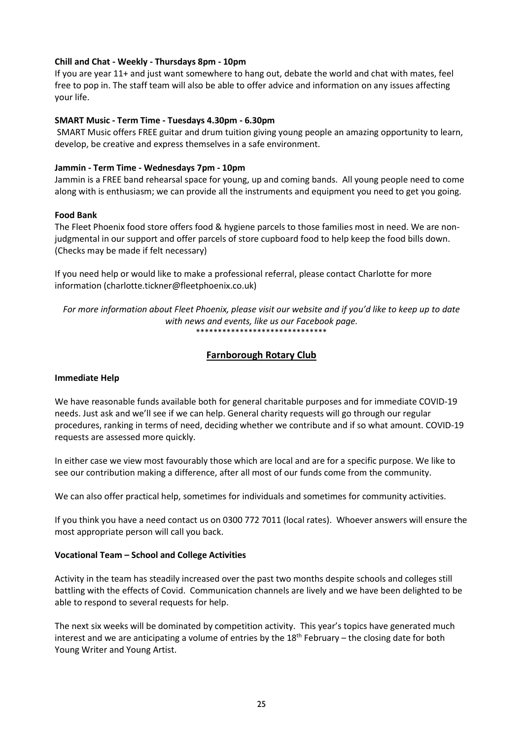**Chill and Chat - Weekly - Thursdays 8pm - 10pm**

If you are year 11+ and just want somewhere to hang out, debate the world and chat with mates, feel free to pop in. The staff team will also be able to offer advice and information on any issues affecting your life.

**SMART Music - Term Time - Tuesdays 4.30pm - 6.30pm**

SMART Music offers FREE guitar and drum tuition giving young people an amazing opportunity to learn, develop, be creative and express themselves in a safe environment.

**Jammin - Term Time - Wednesdays 7pm - 10pm**

Jammin is a FREE band rehearsal space for young, up and coming bands. All young people need to come along with is enthusiasm; we can provide all the instruments and equipment you need to get you going.

**Food Bank**

The Fleet Phoenix food store offers food & hygiene parcels to those families most in need. We are non-judgmental in our support and offer parcels of store cupboard food to help keep the food bills down. (Checks may be made if felt necessary)

If you need help or would like to make a professional referral, please contact Charlotte for more information (charlotte.tickner@fleetphoenix.co.uk)

*For more information about Fleet Phoenix, please visit our website and if you'd like to keep up to date with news and events, like us our Facebook page.*

\*\*\*\*\*\*\*\*\*\*\*\*\*\*\*\*\*\*\*\*\*\*\*\*\*\*\*\*\*\*

## Farnborough Rotary Club

**Immediate Help**

We have reasonable funds available both for general charitable purposes and for immediate COVID-19 needs. Just ask and we'll see if we can help. General charity requests will go through our regular procedures, ranking in terms of need, deciding whether we contribute and if so what amount. COVID-19 requests are assessed more quickly.

In either case we view most favourably those which are local and are for a specific purpose. We like to see our contribution making a difference, after all most of our funds come from the community.

We can also offer practical help, sometimes for individuals and sometimes for community activities.

If you think you have a need contact us on 0300 772 7011 (local rates). Whoever answers will ensure the most appropriate person will call you back.

**Vocational Team – School and College Activities**

Activity in the team has steadily increased over the past two months despite schools and colleges still battling with the effects of Covid. Communication channels are lively and we have been delighted to be able to respond to several requests for help.

The next six weeks will be dominated by competition activity. This year's topics have generated much interest and we are anticipating a volume of entries by the 18th February – the closing date for both Young Writer and Young Artist.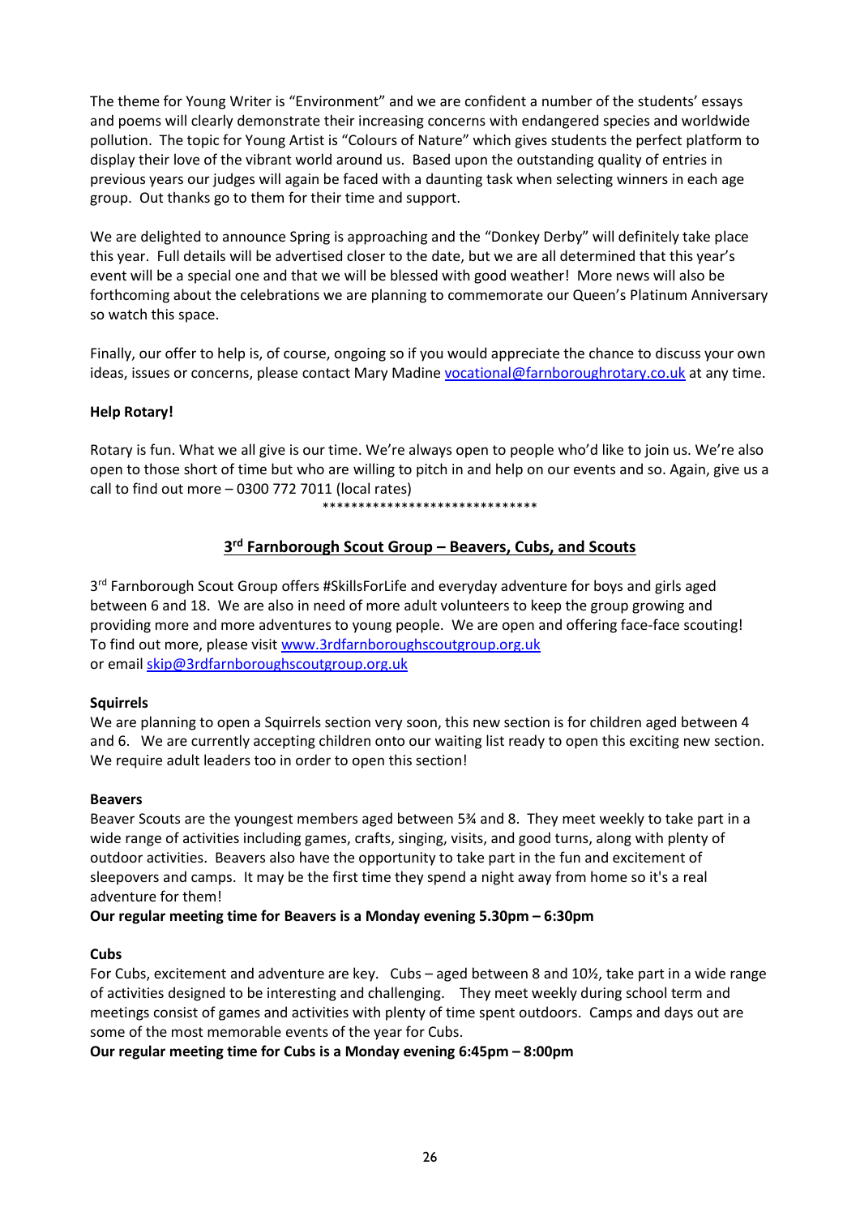The theme for Young Writer is “Environment” and we are confident a number of the students’ essays and poems will clearly demonstrate their increasing concerns with endangered species and worldwide pollution. The topic for Young Artist is “Colours of Nature” which gives students the perfect platform to display their love of the vibrant world around us. Based upon the outstanding quality of entries in previous years our judges will again be faced with a daunting task when selecting winners in each age group. Out thanks go to them for their time and support.

We are delighted to announce Spring is approaching and the “Donkey Derby” will definitely take place this year. Full details will be advertised closer to the date, but we are all determined that this year’s event will be a special one and that we will be blessed with good weather! More news will also be forthcoming about the celebrations we are planning to commemorate our Queen’s Platinum Anniversary so watch this space.

Finally, our offer to help is, of course, ongoing so if you would appreciate the chance to discuss your own ideas, issues or concerns, please contact Mary Madine vocational@farnboroughrotary.co.uk at any time.

**Help Rotary!**

Rotary is fun. What we all give is our time. We’re always open to people who’d like to join us. We’re also open to those short of time but who are willing to pitch in and help on our events and so. Again, give us a call to find out more – 0300 772 7011 (local rates)

******************************

## 3rd Farnborough Scout Group – Beavers, Cubs, and Scouts

3rd Farnborough Scout Group offers #SkillsForLife and everyday adventure for boys and girls aged between 6 and 18. We are also in need of more adult volunteers to keep the group growing and providing more and more adventures to young people. We are open and offering face-face scouting! To find out more, please visit www.3rdfarnboroughscoutgroup.org.uk
or email skip@3rdfarnboroughscoutgroup.org.uk

**Squirrels**
We are planning to open a Squirrels section very soon, this new section is for children aged between 4 and 6. We are currently accepting children onto our waiting list ready to open this exciting new section. We require adult leaders too in order to open this section!

**Beavers**
Beaver Scouts are the youngest members aged between 5¾ and 8. They meet weekly to take part in a wide range of activities including games, crafts, singing, visits, and good turns, along with plenty of outdoor activities. Beavers also have the opportunity to take part in the fun and excitement of sleepovers and camps. It may be the first time they spend a night away from home so it's a real adventure for them!

**Our regular meeting time for Beavers is a Monday evening 5.30pm – 6:30pm**

**Cubs**
For Cubs, excitement and adventure are key. Cubs – aged between 8 and 10½, take part in a wide range of activities designed to be interesting and challenging. They meet weekly during school term and meetings consist of games and activities with plenty of time spent outdoors. Camps and days out are some of the most memorable events of the year for Cubs.

**Our regular meeting time for Cubs is a Monday evening 6:45pm – 8:00pm**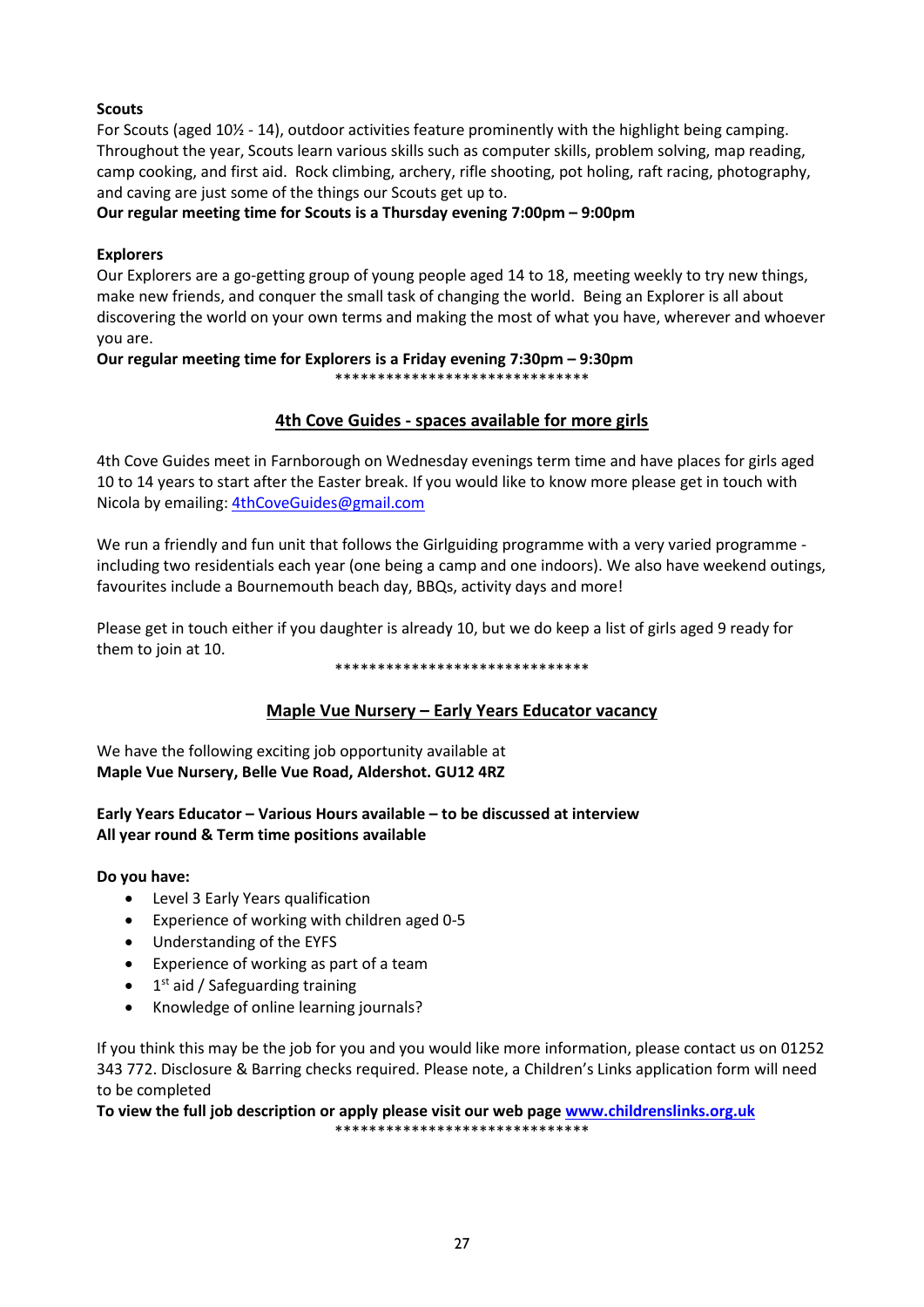**Scouts**

For Scouts (aged 10½ - 14), outdoor activities feature prominently with the highlight being camping. Throughout the year, Scouts learn various skills such as computer skills, problem solving, map reading, camp cooking, and first aid. Rock climbing, archery, rifle shooting, pot holing, raft racing, photography, and caving are just some of the things our Scouts get up to.

**Our regular meeting time for Scouts is a Thursday evening 7:00pm – 9:00pm**

**Explorers**

Our Explorers are a go-getting group of young people aged 14 to 18, meeting weekly to try new things, make new friends, and conquer the small task of changing the world. Being an Explorer is all about discovering the world on your own terms and making the most of what you have, wherever and whoever you are.

**Our regular meeting time for Explorers is a Friday evening 7:30pm – 9:30pm**

******************************

## 4th Cove Guides - spaces available for more girls

4th Cove Guides meet in Farnborough on Wednesday evenings term time and have places for girls aged 10 to 14 years to start after the Easter break. If you would like to know more please get in touch with Nicola by emailing: 4thCoveGuides@gmail.com

We run a friendly and fun unit that follows the Girlguiding programme with a very varied programme - including two residentials each year (one being a camp and one indoors). We also have weekend outings, favourites include a Bournemouth beach day, BBQs, activity days and more!

Please get in touch either if you daughter is already 10, but we do keep a list of girls aged 9 ready for them to join at 10.

******************************

## Maple Vue Nursery – Early Years Educator vacancy

We have the following exciting job opportunity available at
**Maple Vue Nursery, Belle Vue Road, Aldershot. GU12 4RZ**

**Early Years Educator – Various Hours available – to be discussed at interview**
**All year round & Term time positions available**

**Do you have:**

- Level 3 Early Years qualification
- Experience of working with children aged 0-5
- Understanding of the EYFS
- Experience of working as part of a team
- 1st aid / Safeguarding training
- Knowledge of online learning journals?

If you think this may be the job for you and you would like more information, please contact us on 01252 343 772. Disclosure & Barring checks required. Please note, a Children's Links application form will need to be completed

**To view the full job description or apply please visit our web page www.childrenslinks.org.uk**

******************************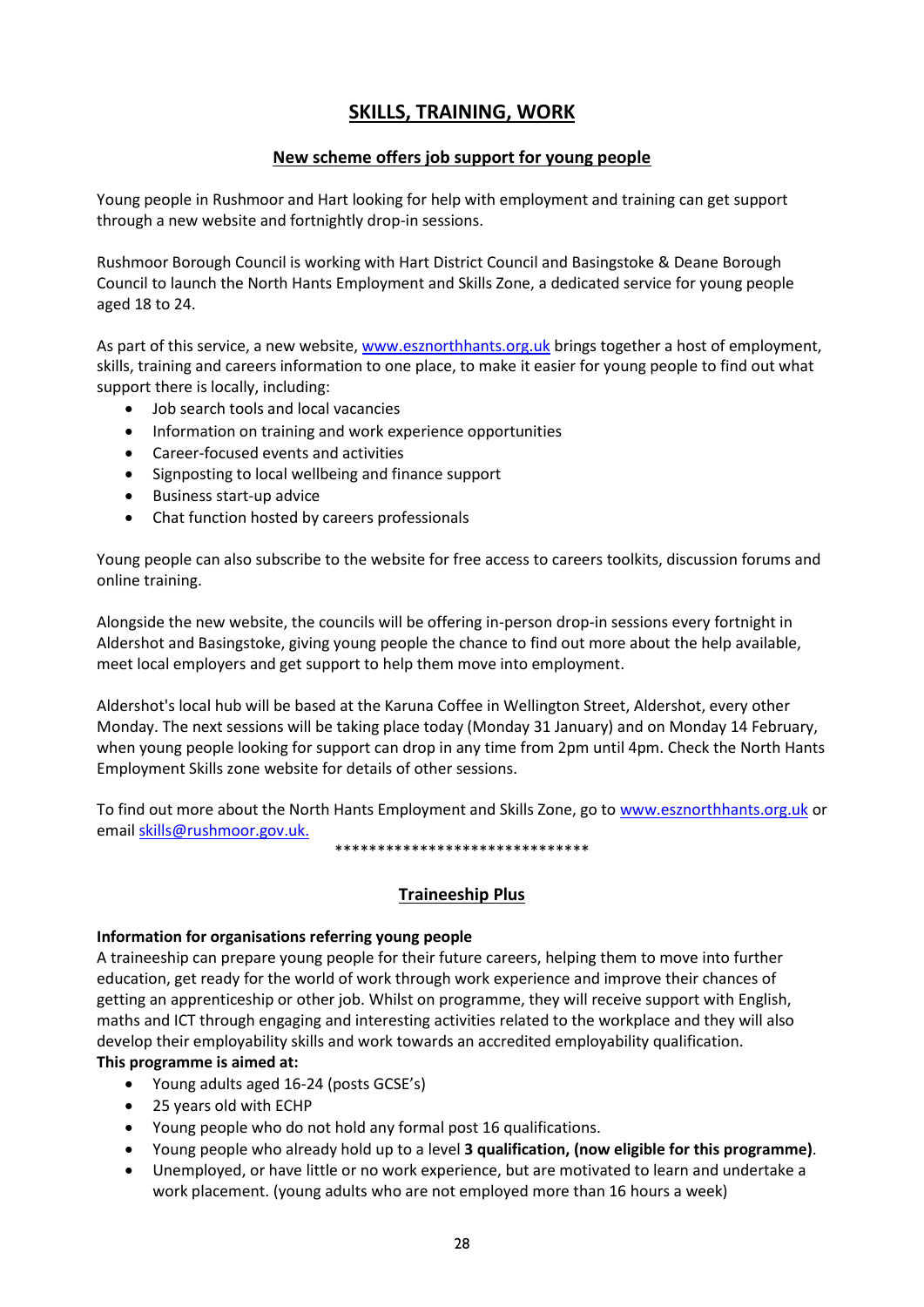# SKILLS, TRAINING, WORK

## New scheme offers job support for young people

Young people in Rushmoor and Hart looking for help with employment and training can get support through a new website and fortnightly drop-in sessions.

Rushmoor Borough Council is working with Hart District Council and Basingstoke & Deane Borough Council to launch the North Hants Employment and Skills Zone, a dedicated service for young people aged 18 to 24.

As part of this service, a new website, www.esznorthhants.org.uk brings together a host of employment, skills, training and careers information to one place, to make it easier for young people to find out what support there is locally, including:

- Job search tools and local vacancies
- Information on training and work experience opportunities
- Career-focused events and activities
- Signposting to local wellbeing and finance support
- Business start-up advice
- Chat function hosted by careers professionals

Young people can also subscribe to the website for free access to careers toolkits, discussion forums and online training.

Alongside the new website, the councils will be offering in-person drop-in sessions every fortnight in Aldershot and Basingstoke, giving young people the chance to find out more about the help available, meet local employers and get support to help them move into employment.

Aldershot's local hub will be based at the Karuna Coffee in Wellington Street, Aldershot, every other Monday. The next sessions will be taking place today (Monday 31 January) and on Monday 14 February, when young people looking for support can drop in any time from 2pm until 4pm. Check the North Hants Employment Skills zone website for details of other sessions.

To find out more about the North Hants Employment and Skills Zone, go to www.esznorthhants.org.uk or email skills@rushmoor.gov.uk.

******************************

## Traineeship Plus

**Information for organisations referring young people**

A traineeship can prepare young people for their future careers, helping them to move into further education, get ready for the world of work through work experience and improve their chances of getting an apprenticeship or other job. Whilst on programme, they will receive support with English, maths and ICT through engaging and interesting activities related to the workplace and they will also develop their employability skills and work towards an accredited employability qualification.

**This programme is aimed at:**

- Young adults aged 16-24 (posts GCSE's)
- 25 years old with ECHP
- Young people who do not hold any formal post 16 qualifications.
- Young people who already hold up to a level **3 qualification, (now eligible for this programme)**.
- Unemployed, or have little or no work experience, but are motivated to learn and undertake a work placement. (young adults who are not employed more than 16 hours a week)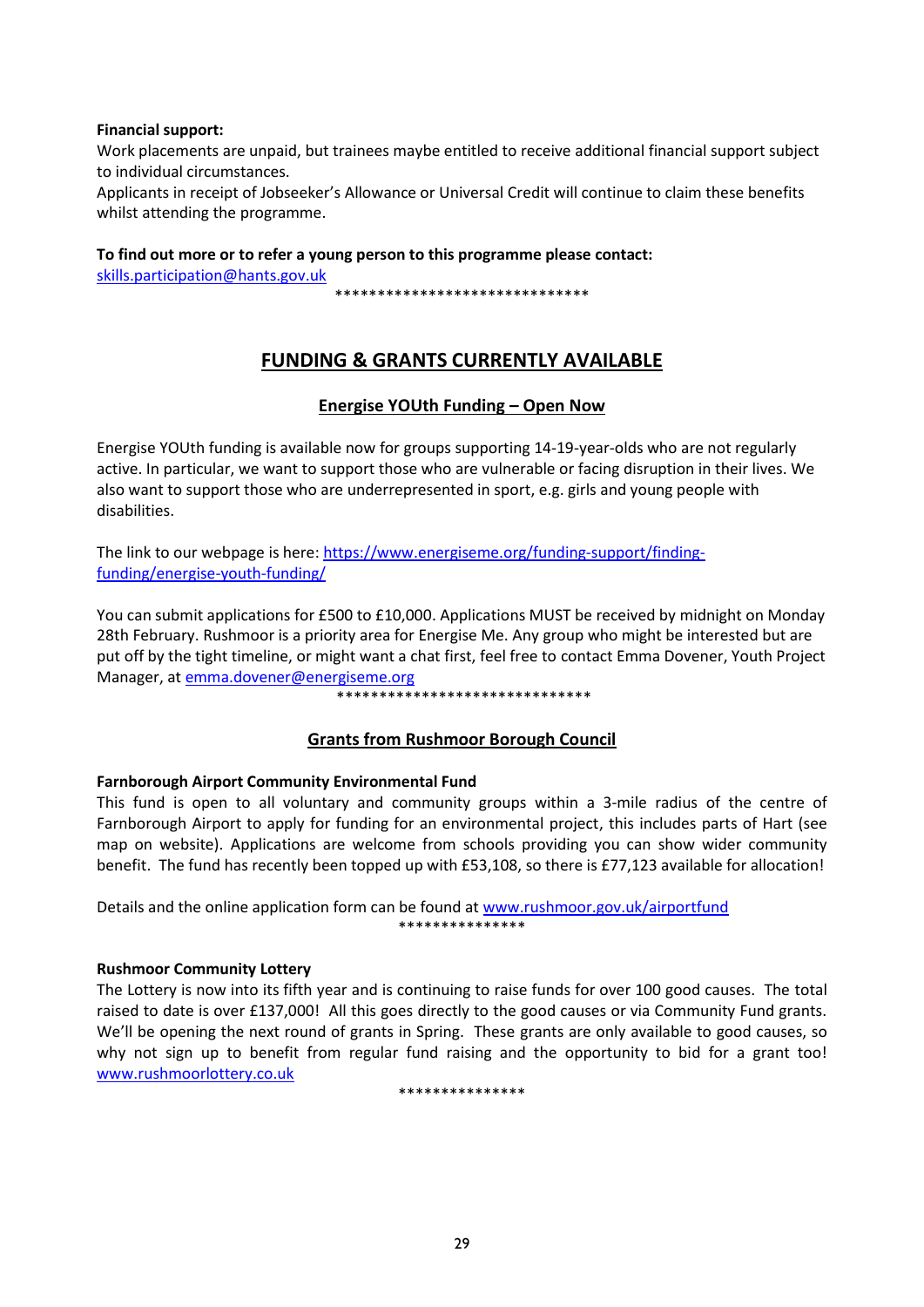**Financial support:**

Work placements are unpaid, but trainees maybe entitled to receive additional financial support subject to individual circumstances.

Applicants in receipt of Jobseeker's Allowance or Universal Credit will continue to claim these benefits whilst attending the programme.

**To find out more or to refer a young person to this programme please contact:**

skills.participation@hants.gov.uk

******************************

## FUNDING & GRANTS CURRENTLY AVAILABLE

### Energise YOUth Funding – Open Now

Energise YOUth funding is available now for groups supporting 14-19-year-olds who are not regularly active. In particular, we want to support those who are vulnerable or facing disruption in their lives. We also want to support those who are underrepresented in sport, e.g. girls and young people with disabilities.

The link to our webpage is here: https://www.energiseme.org/funding-support/finding-funding/energise-youth-funding/

You can submit applications for £500 to £10,000. Applications MUST be received by midnight on Monday 28th February. Rushmoor is a priority area for Energise Me. Any group who might be interested but are put off by the tight timeline, or might want a chat first, feel free to contact Emma Dovener, Youth Project Manager, at emma.dovener@energiseme.org

******************************

### Grants from Rushmoor Borough Council

**Farnborough Airport Community Environmental Fund**

This fund is open to all voluntary and community groups within a 3-mile radius of the centre of Farnborough Airport to apply for funding for an environmental project, this includes parts of Hart (see map on website). Applications are welcome from schools providing you can show wider community benefit. The fund has recently been topped up with £53,108, so there is £77,123 available for allocation!

Details and the online application form can be found at www.rushmoor.gov.uk/airportfund

***************

**Rushmoor Community Lottery**

The Lottery is now into its fifth year and is continuing to raise funds for over 100 good causes. The total raised to date is over £137,000! All this goes directly to the good causes or via Community Fund grants. We'll be opening the next round of grants in Spring. These grants are only available to good causes, so why not sign up to benefit from regular fund raising and the opportunity to bid for a grant too! www.rushmoorlottery.co.uk

***************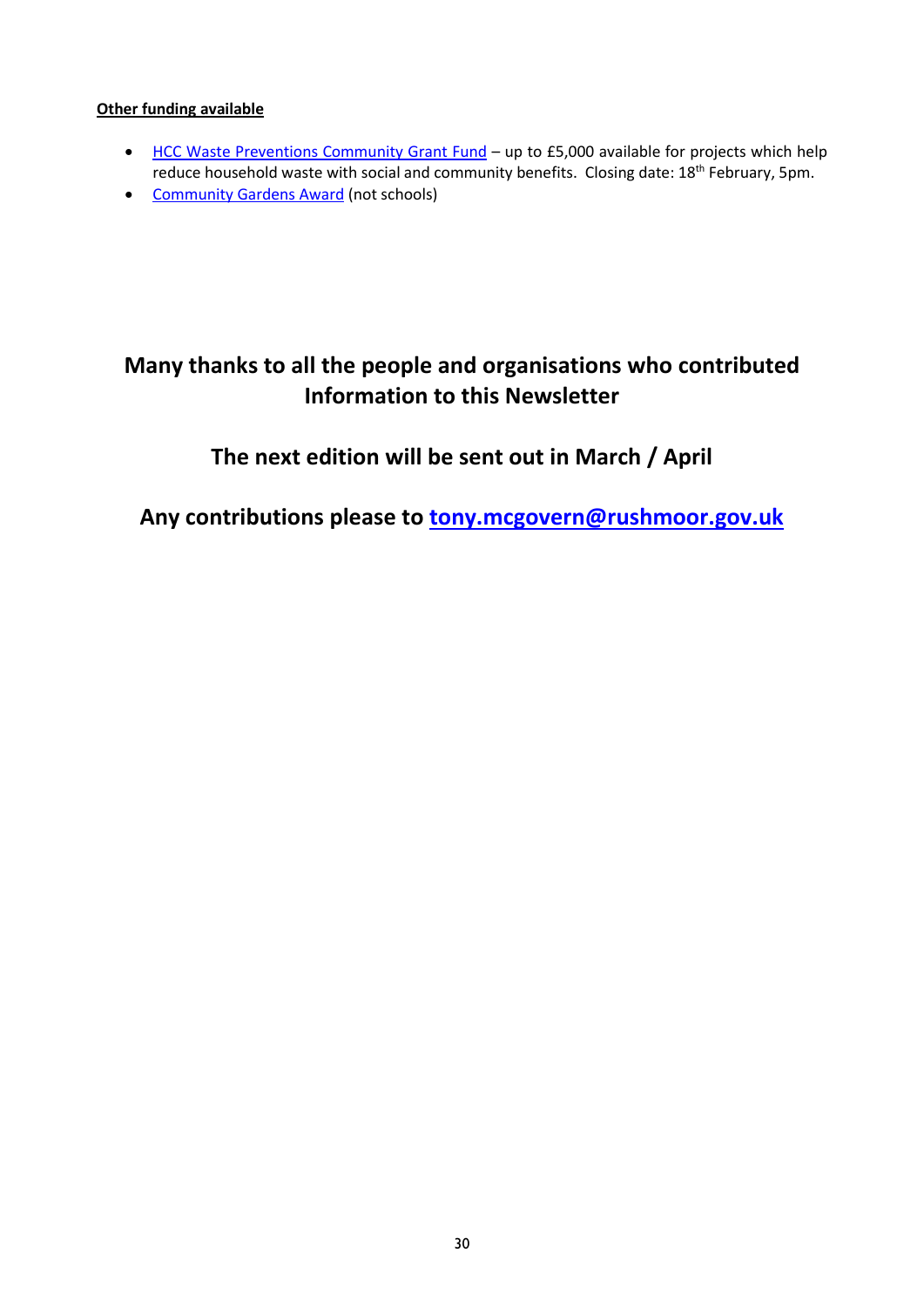**Other funding available**

- HCC Waste Preventions Community Grant Fund – up to £5,000 available for projects which help reduce household waste with social and community benefits. Closing date: 18th February, 5pm.
- Community Gardens Award (not schools)

## Many thanks to all the people and organisations who contributed Information to this Newsletter

## The next edition will be sent out in March / April

## Any contributions please to tony.mcgovern@rushmoor.gov.uk